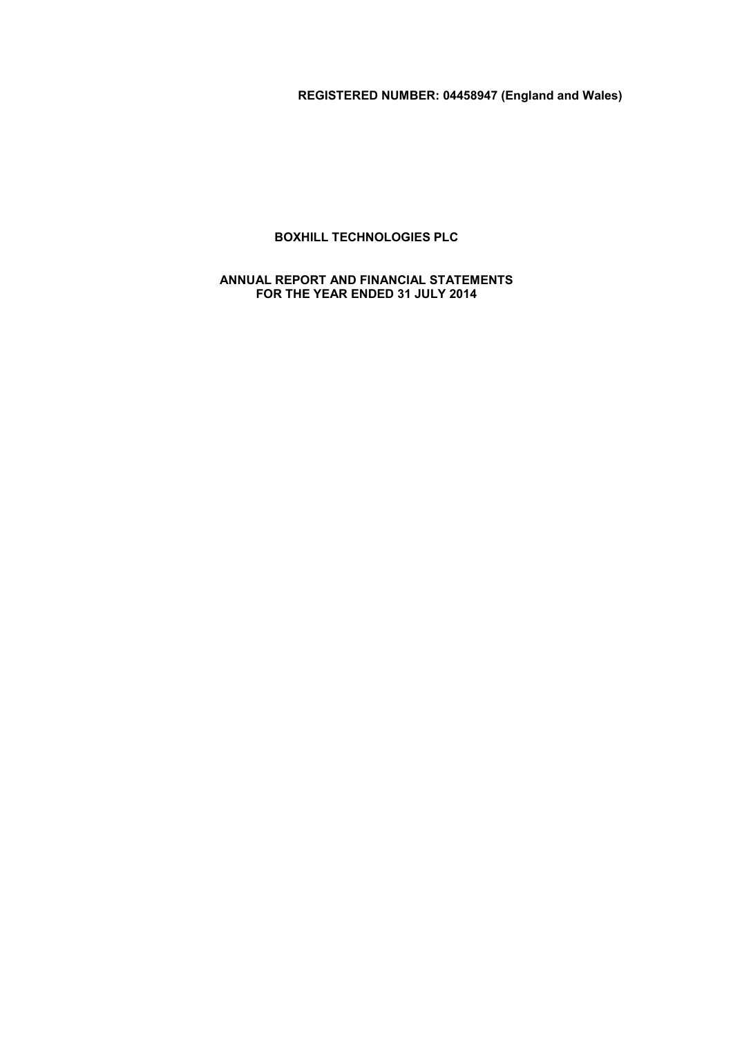**REGISTERED NUMBER: 04458947 (England and Wales)**

# BOXHILL TECHNOLOGIES PLC

## ANNUAL REPORT AND FINANCIAL STATEMENTS
## FOR THE YEAR ENDED 31 JULY 2014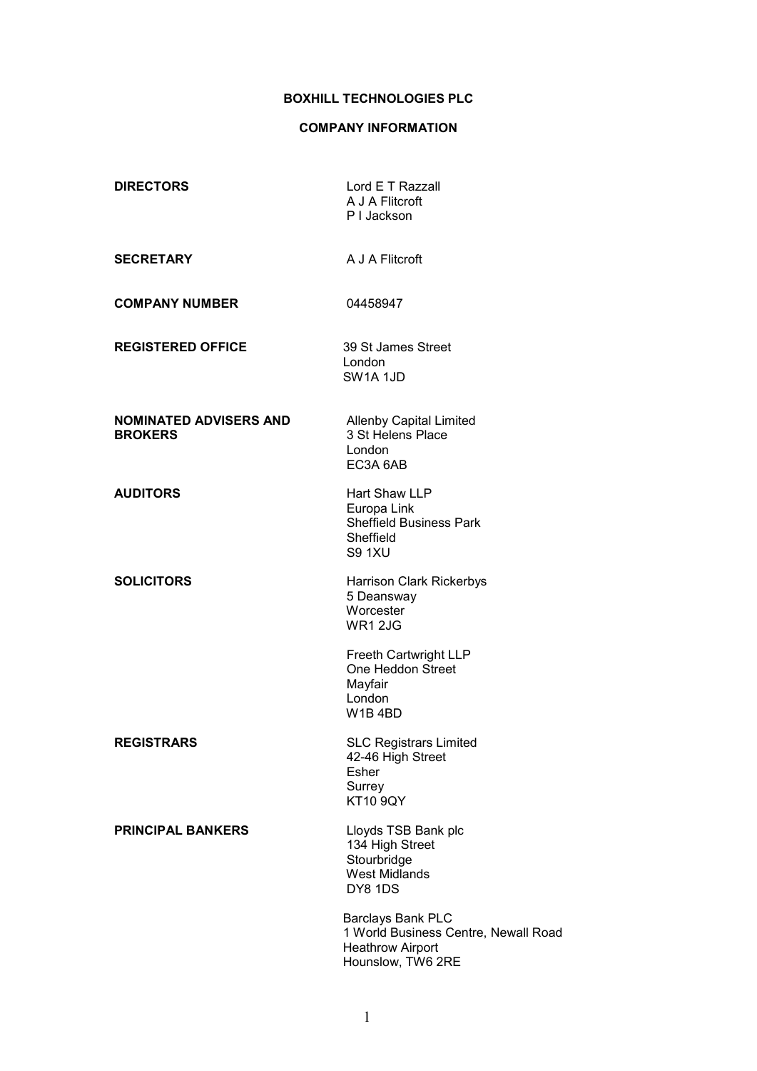# BOXHILL TECHNOLOGIES PLC

## COMPANY INFORMATION

| | |
|---|---|
| **DIRECTORS** | Lord E T Razzall<br>A J A Flitcroft<br>P I Jackson |
| **SECRETARY** | A J A Flitcroft |
| **COMPANY NUMBER** | 04458947 |
| **REGISTERED OFFICE** | 39 St James Street<br>London<br>SW1A 1JD |
| **NOMINATED ADVISERS AND BROKERS** | Allenby Capital Limited<br>3 St Helens Place<br>London<br>EC3A 6AB |
| **AUDITORS** | Hart Shaw LLP<br>Europa Link<br>Sheffield Business Park<br>Sheffield<br>S9 1XU |
| **SOLICITORS** | Harrison Clark Rickerbys<br>5 Deansway<br>Worcester<br>WR1 2JG<br><br>Freeth Cartwright LLP<br>One Heddon Street<br>Mayfair<br>London<br>W1B 4BD |
| **REGISTRARS** | SLC Registrars Limited<br>42-46 High Street<br>Esher<br>Surrey<br>KT10 9QY |
| **PRINCIPAL BANKERS** | Lloyds TSB Bank plc<br>134 High Street<br>Stourbridge<br>West Midlands<br>DY8 1DS<br><br>Barclays Bank PLC<br>1 World Business Centre, Newall Road<br>Heathrow Airport<br>Hounslow, TW6 2RE |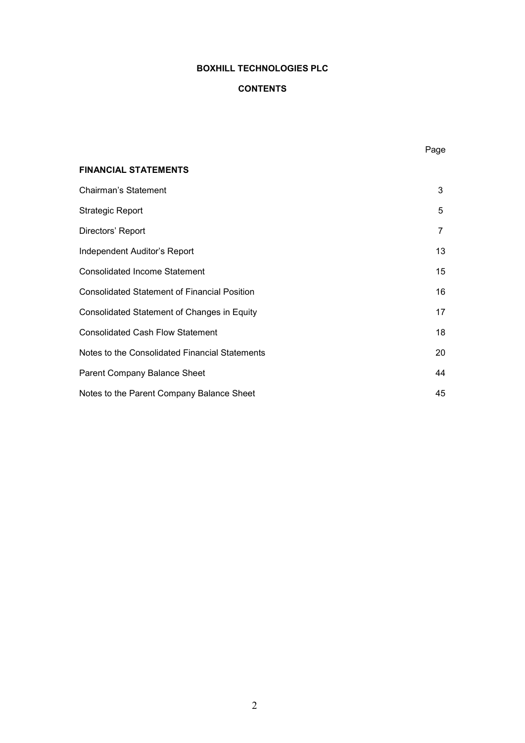# BOXHILL TECHNOLOGIES PLC

## CONTENTS

| | Page |
|---|---|
| **FINANCIAL STATEMENTS** | |
| Chairman's Statement | 3 |
| Strategic Report | 5 |
| Directors' Report | 7 |
| Independent Auditor's Report | 13 |
| Consolidated Income Statement | 15 |
| Consolidated Statement of Financial Position | 16 |
| Consolidated Statement of Changes in Equity | 17 |
| Consolidated Cash Flow Statement | 18 |
| Notes to the Consolidated Financial Statements | 20 |
| Parent Company Balance Sheet | 44 |
| Notes to the Parent Company Balance Sheet | 45 |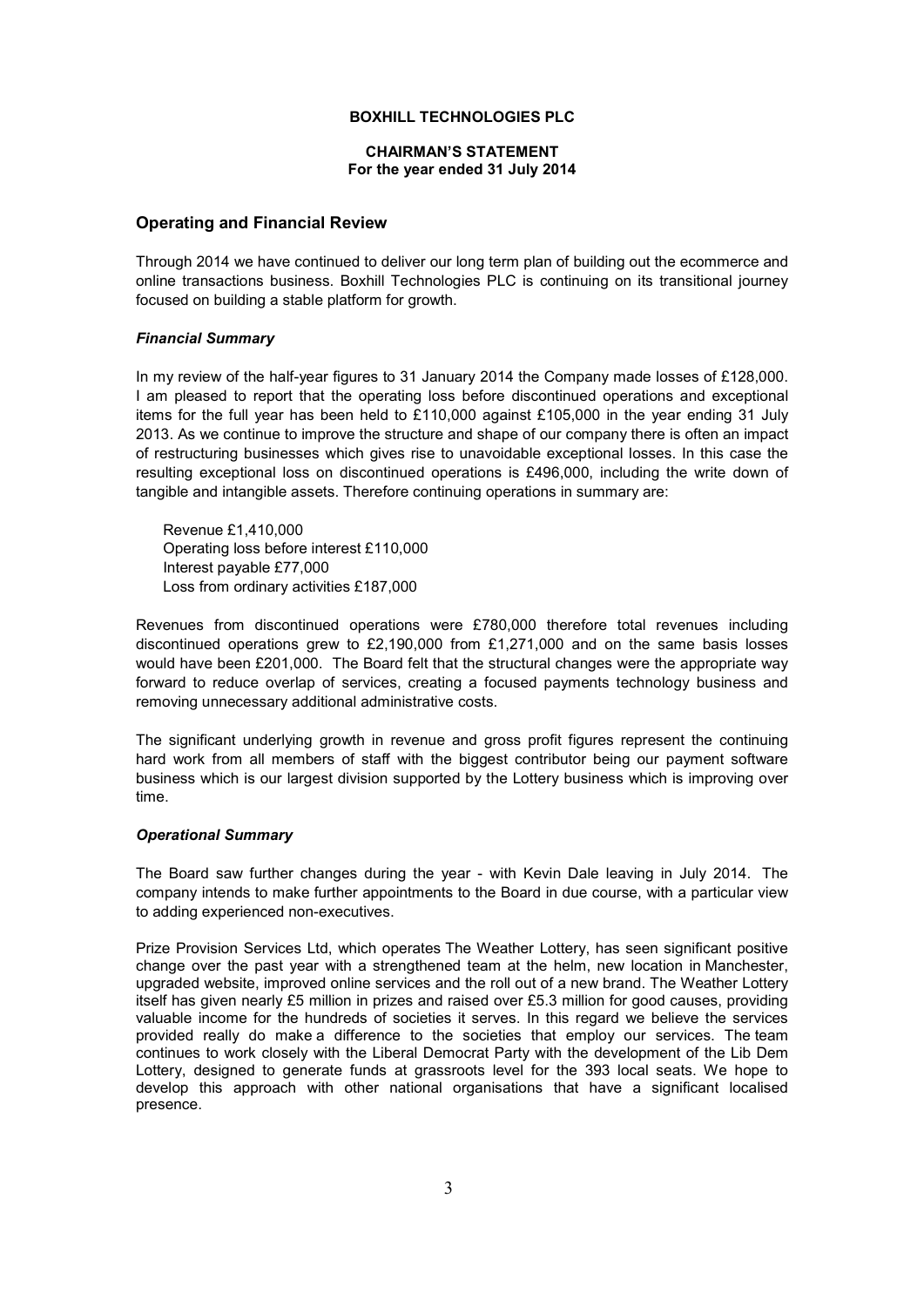**BOXHILL TECHNOLOGIES PLC**

**CHAIRMAN'S STATEMENT**
**For the year ended 31 July 2014**

## Operating and Financial Review

Through 2014 we have continued to deliver our long term plan of building out the ecommerce and online transactions business. Boxhill Technologies PLC is continuing on its transitional journey focused on building a stable platform for growth.

### *Financial Summary*

In my review of the half-year figures to 31 January 2014 the Company made losses of £128,000. I am pleased to report that the operating loss before discontinued operations and exceptional items for the full year has been held to £110,000 against £105,000 in the year ending 31 July 2013. As we continue to improve the structure and shape of our company there is often an impact of restructuring businesses which gives rise to unavoidable exceptional losses. In this case the resulting exceptional loss on discontinued operations is £496,000, including the write down of tangible and intangible assets. Therefore continuing operations in summary are:

Revenue £1,410,000
Operating loss before interest £110,000
Interest payable £77,000
Loss from ordinary activities £187,000

Revenues from discontinued operations were £780,000 therefore total revenues including discontinued operations grew to £2,190,000 from £1,271,000 and on the same basis losses would have been £201,000. The Board felt that the structural changes were the appropriate way forward to reduce overlap of services, creating a focused payments technology business and removing unnecessary additional administrative costs.

The significant underlying growth in revenue and gross profit figures represent the continuing hard work from all members of staff with the biggest contributor being our payment software business which is our largest division supported by the Lottery business which is improving over time.

### *Operational Summary*

The Board saw further changes during the year - with Kevin Dale leaving in July 2014. The company intends to make further appointments to the Board in due course, with a particular view to adding experienced non-executives.

Prize Provision Services Ltd, which operates The Weather Lottery, has seen significant positive change over the past year with a strengthened team at the helm, new location in Manchester, upgraded website, improved online services and the roll out of a new brand. The Weather Lottery itself has given nearly £5 million in prizes and raised over £5.3 million for good causes, providing valuable income for the hundreds of societies it serves. In this regard we believe the services provided really do make a difference to the societies that employ our services. The team continues to work closely with the Liberal Democrat Party with the development of the Lib Dem Lottery, designed to generate funds at grassroots level for the 393 local seats. We hope to develop this approach with other national organisations that have a significant localised presence.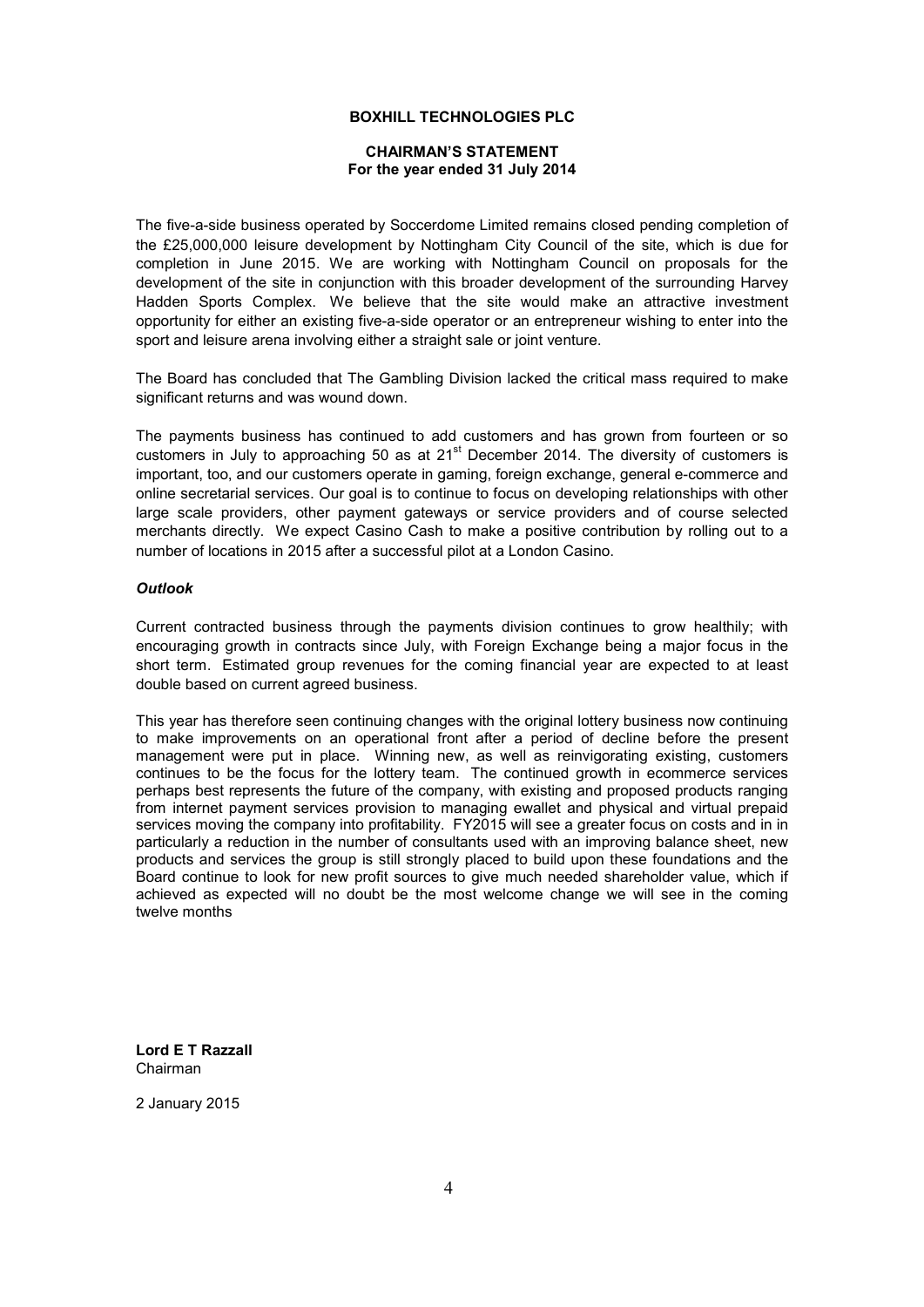**BOXHILL TECHNOLOGIES PLC**

**CHAIRMAN'S STATEMENT**
**For the year ended 31 July 2014**

The five-a-side business operated by Soccerdome Limited remains closed pending completion of the £25,000,000 leisure development by Nottingham City Council of the site, which is due for completion in June 2015. We are working with Nottingham Council on proposals for the development of the site in conjunction with this broader development of the surrounding Harvey Hadden Sports Complex. We believe that the site would make an attractive investment opportunity for either an existing five-a-side operator or an entrepreneur wishing to enter into the sport and leisure arena involving either a straight sale or joint venture.

The Board has concluded that The Gambling Division lacked the critical mass required to make significant returns and was wound down.

The payments business has continued to add customers and has grown from fourteen or so customers in July to approaching 50 as at 21st December 2014. The diversity of customers is important, too, and our customers operate in gaming, foreign exchange, general e-commerce and online secretarial services. Our goal is to continue to focus on developing relationships with other large scale providers, other payment gateways or service providers and of course selected merchants directly. We expect Casino Cash to make a positive contribution by rolling out to a number of locations in 2015 after a successful pilot at a London Casino.

***Outlook***

Current contracted business through the payments division continues to grow healthily; with encouraging growth in contracts since July, with Foreign Exchange being a major focus in the short term. Estimated group revenues for the coming financial year are expected to at least double based on current agreed business.

This year has therefore seen continuing changes with the original lottery business now continuing to make improvements on an operational front after a period of decline before the present management were put in place. Winning new, as well as reinvigorating existing, customers continues to be the focus for the lottery team. The continued growth in ecommerce services perhaps best represents the future of the company, with existing and proposed products ranging from internet payment services provision to managing ewallet and physical and virtual prepaid services moving the company into profitability. FY2015 will see a greater focus on costs and in in particularly a reduction in the number of consultants used with an improving balance sheet, new products and services the group is still strongly placed to build upon these foundations and the Board continue to look for new profit sources to give much needed shareholder value, which if achieved as expected will no doubt be the most welcome change we will see in the coming twelve months

**Lord E T Razzall**
Chairman

2 January 2015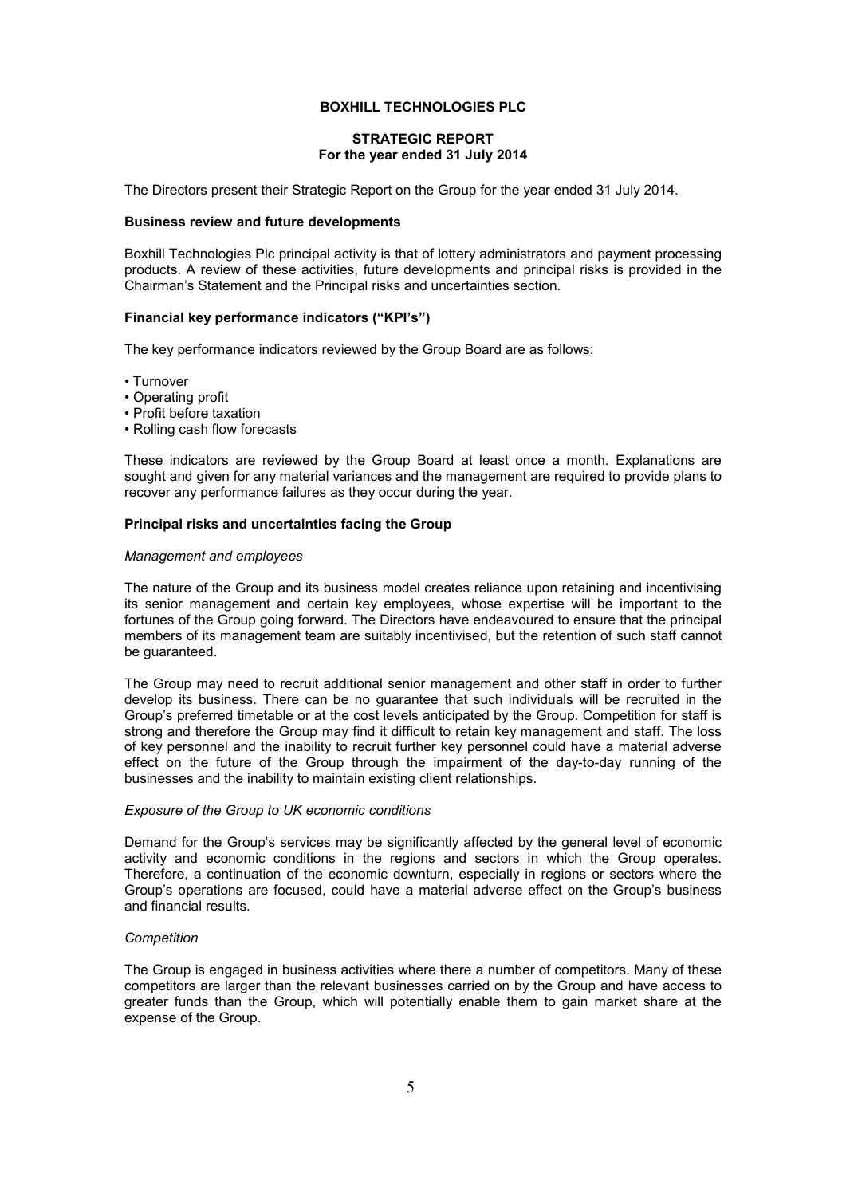**BOXHILL TECHNOLOGIES PLC**

**STRATEGIC REPORT**
**For the year ended 31 July 2014**

The Directors present their Strategic Report on the Group for the year ended 31 July 2014.

**Business review and future developments**

Boxhill Technologies Plc principal activity is that of lottery administrators and payment processing products. A review of these activities, future developments and principal risks is provided in the Chairman's Statement and the Principal risks and uncertainties section.

**Financial key performance indicators ("KPI's")**

The key performance indicators reviewed by the Group Board are as follows:

- Turnover
- Operating profit
- Profit before taxation
- Rolling cash flow forecasts

These indicators are reviewed by the Group Board at least once a month. Explanations are sought and given for any material variances and the management are required to provide plans to recover any performance failures as they occur during the year.

**Principal risks and uncertainties facing the Group**

*Management and employees*

The nature of the Group and its business model creates reliance upon retaining and incentivising its senior management and certain key employees, whose expertise will be important to the fortunes of the Group going forward. The Directors have endeavoured to ensure that the principal members of its management team are suitably incentivised, but the retention of such staff cannot be guaranteed.

The Group may need to recruit additional senior management and other staff in order to further develop its business. There can be no guarantee that such individuals will be recruited in the Group's preferred timetable or at the cost levels anticipated by the Group. Competition for staff is strong and therefore the Group may find it difficult to retain key management and staff. The loss of key personnel and the inability to recruit further key personnel could have a material adverse effect on the future of the Group through the impairment of the day-to-day running of the businesses and the inability to maintain existing client relationships.

*Exposure of the Group to UK economic conditions*

Demand for the Group's services may be significantly affected by the general level of economic activity and economic conditions in the regions and sectors in which the Group operates. Therefore, a continuation of the economic downturn, especially in regions or sectors where the Group's operations are focused, could have a material adverse effect on the Group's business and financial results.

*Competition*

The Group is engaged in business activities where there a number of competitors. Many of these competitors are larger than the relevant businesses carried on by the Group and have access to greater funds than the Group, which will potentially enable them to gain market share at the expense of the Group.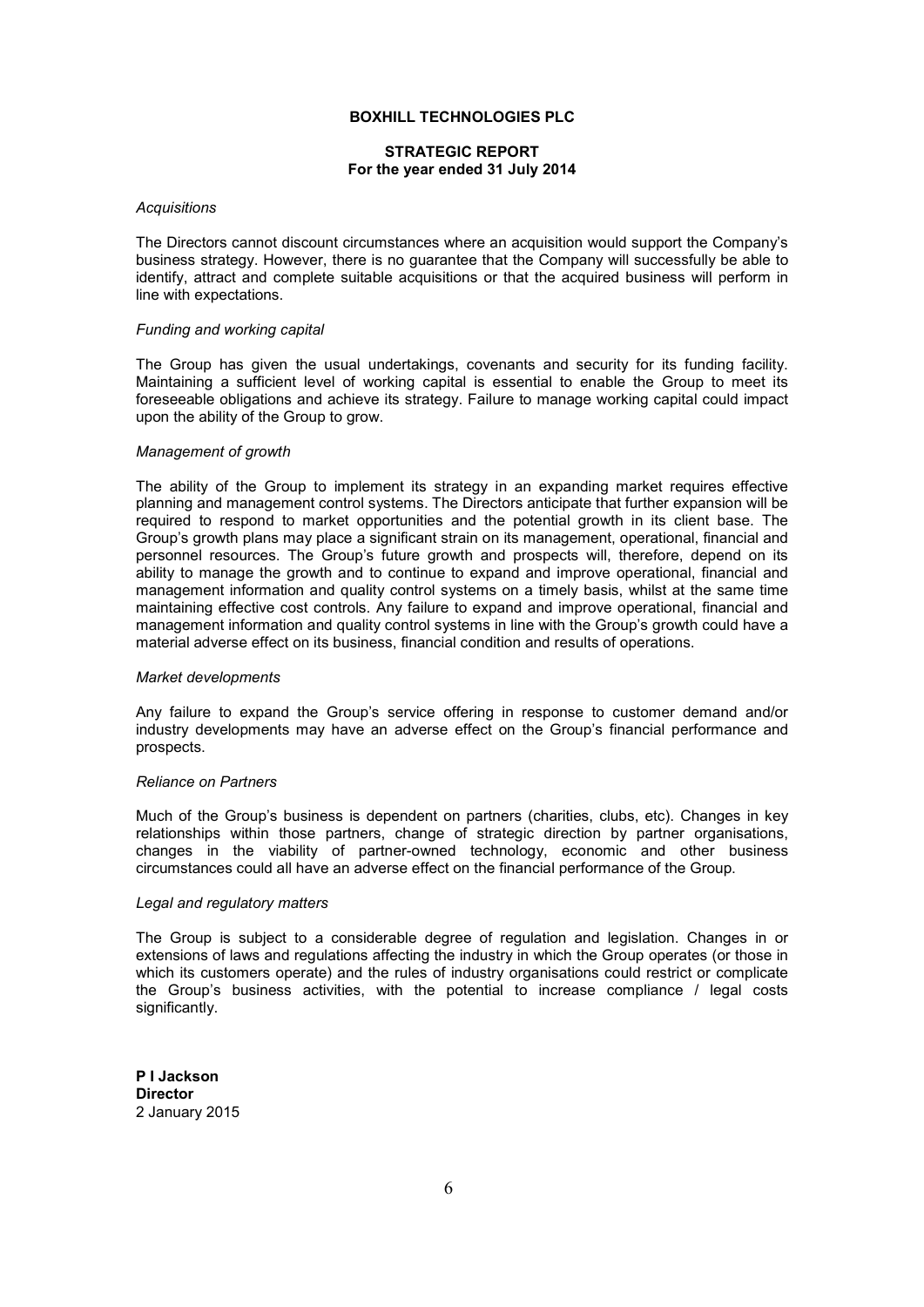**BOXHILL TECHNOLOGIES PLC**

**STRATEGIC REPORT**
**For the year ended 31 July 2014**

*Acquisitions*

The Directors cannot discount circumstances where an acquisition would support the Company's business strategy. However, there is no guarantee that the Company will successfully be able to identify, attract and complete suitable acquisitions or that the acquired business will perform in line with expectations.

*Funding and working capital*

The Group has given the usual undertakings, covenants and security for its funding facility. Maintaining a sufficient level of working capital is essential to enable the Group to meet its foreseeable obligations and achieve its strategy. Failure to manage working capital could impact upon the ability of the Group to grow.

*Management of growth*

The ability of the Group to implement its strategy in an expanding market requires effective planning and management control systems. The Directors anticipate that further expansion will be required to respond to market opportunities and the potential growth in its client base. The Group's growth plans may place a significant strain on its management, operational, financial and personnel resources. The Group's future growth and prospects will, therefore, depend on its ability to manage the growth and to continue to expand and improve operational, financial and management information and quality control systems on a timely basis, whilst at the same time maintaining effective cost controls. Any failure to expand and improve operational, financial and management information and quality control systems in line with the Group's growth could have a material adverse effect on its business, financial condition and results of operations.

*Market developments*

Any failure to expand the Group's service offering in response to customer demand and/or industry developments may have an adverse effect on the Group's financial performance and prospects.

*Reliance on Partners*

Much of the Group's business is dependent on partners (charities, clubs, etc). Changes in key relationships within those partners, change of strategic direction by partner organisations, changes in the viability of partner-owned technology, economic and other business circumstances could all have an adverse effect on the financial performance of the Group.

*Legal and regulatory matters*

The Group is subject to a considerable degree of regulation and legislation. Changes in or extensions of laws and regulations affecting the industry in which the Group operates (or those in which its customers operate) and the rules of industry organisations could restrict or complicate the Group's business activities, with the potential to increase compliance / legal costs significantly.

**P I Jackson**
**Director**
2 January 2015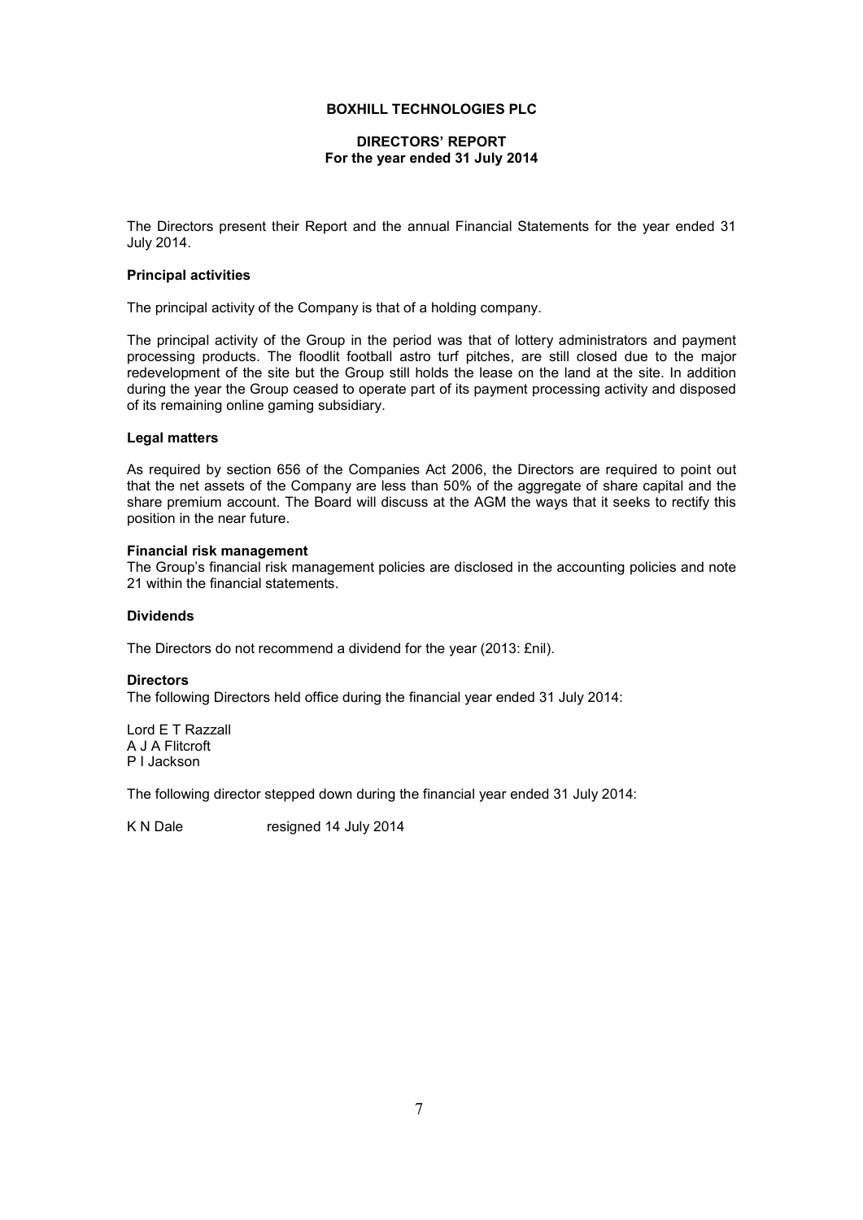**BOXHILL TECHNOLOGIES PLC**

**DIRECTORS' REPORT**
**For the year ended 31 July 2014**

The Directors present their Report and the annual Financial Statements for the year ended 31 July 2014.

**Principal activities**

The principal activity of the Company is that of a holding company.

The principal activity of the Group in the period was that of lottery administrators and payment processing products. The floodlit football astro turf pitches, are still closed due to the major redevelopment of the site but the Group still holds the lease on the land at the site. In addition during the year the Group ceased to operate part of its payment processing activity and disposed of its remaining online gaming subsidiary.

**Legal matters**

As required by section 656 of the Companies Act 2006, the Directors are required to point out that the net assets of the Company are less than 50% of the aggregate of share capital and the share premium account. The Board will discuss at the AGM the ways that it seeks to rectify this position in the near future.

**Financial risk management**

The Group's financial risk management policies are disclosed in the accounting policies and note 21 within the financial statements.

**Dividends**

The Directors do not recommend a dividend for the year (2013: £nil).

**Directors**

The following Directors held office during the financial year ended 31 July 2014:

Lord E T Razzall
A J A Flitcroft
P I Jackson

The following director stepped down during the financial year ended 31 July 2014:

K N Dale resigned 14 July 2014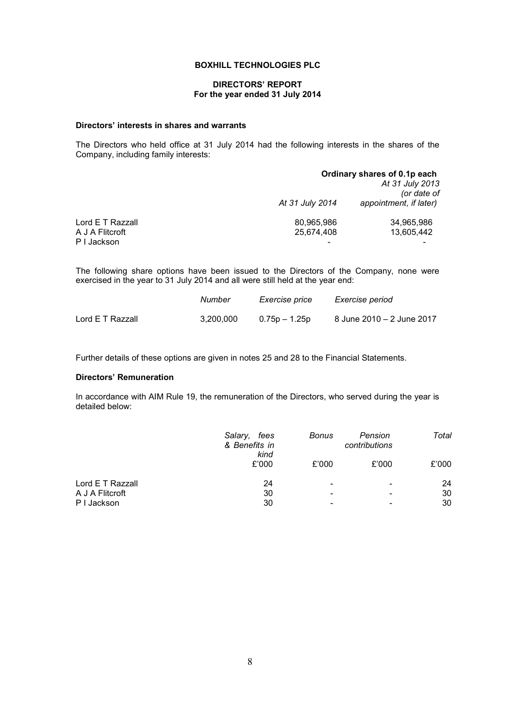**BOXHILL TECHNOLOGIES PLC**

**DIRECTORS' REPORT**
**For the year ended 31 July 2014**

### Directors' interests in shares and warrants

The Directors who held office at 31 July 2014 had the following interests in the shares of the Company, including family interests:

| | Ordinary shares of 0.1p each | |
|---|---|---|
| | *At 31 July 2014* | *At 31 July 2013 (or date of appointment, if later)* |
| Lord E T Razzall | 80,965,986 | 34,965,986 |
| A J A Flitcroft | 25,674,408 | 13,605,442 |
| P I Jackson | - | - |

The following share options have been issued to the Directors of the Company, none were exercised in the year to 31 July 2014 and all were still held at the year end:

| | *Number* | *Exercise price* | *Exercise period* |
|---|---|---|---|
| Lord E T Razzall | 3,200,000 | 0.75p – 1.25p | 8 June 2010 – 2 June 2017 |

Further details of these options are given in notes 25 and 28 to the Financial Statements.

### Directors' Remuneration

In accordance with AIM Rule 19, the remuneration of the Directors, who served during the year is detailed below:

| | *Salary, fees & Benefits in kind* | *Bonus* | *Pension contributions* | *Total* |
|---|---|---|---|---|
| | £'000 | £'000 | £'000 | £'000 |
| Lord E T Razzall | 24 | - | - | 24 |
| A J A Flitcroft | 30 | - | - | 30 |
| P I Jackson | 30 | - | - | 30 |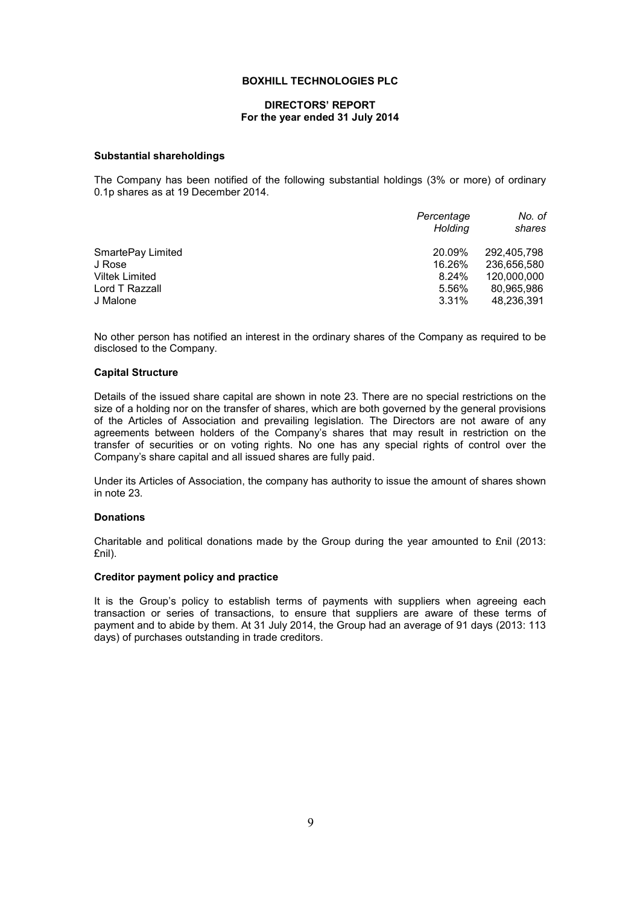**BOXHILL TECHNOLOGIES PLC**

**DIRECTORS' REPORT**
**For the year ended 31 July 2014**

**Substantial shareholdings**

The Company has been notified of the following substantial holdings (3% or more) of ordinary 0.1p shares as at 19 December 2014.

| | *Percentage Holding* | *No. of shares* |
|---|---|---|
| SmartePay Limited | 20.09% | 292,405,798 |
| J Rose | 16.26% | 236,656,580 |
| Viltek Limited | 8.24% | 120,000,000 |
| Lord T Razzall | 5.56% | 80,965,986 |
| J Malone | 3.31% | 48,236,391 |

No other person has notified an interest in the ordinary shares of the Company as required to be disclosed to the Company.

**Capital Structure**

Details of the issued share capital are shown in note 23. There are no special restrictions on the size of a holding nor on the transfer of shares, which are both governed by the general provisions of the Articles of Association and prevailing legislation. The Directors are not aware of any agreements between holders of the Company's shares that may result in restriction on the transfer of securities or on voting rights. No one has any special rights of control over the Company's share capital and all issued shares are fully paid.

Under its Articles of Association, the company has authority to issue the amount of shares shown in note 23.

**Donations**

Charitable and political donations made by the Group during the year amounted to £nil (2013: £nil).

**Creditor payment policy and practice**

It is the Group's policy to establish terms of payments with suppliers when agreeing each transaction or series of transactions, to ensure that suppliers are aware of these terms of payment and to abide by them. At 31 July 2014, the Group had an average of 91 days (2013: 113 days) of purchases outstanding in trade creditors.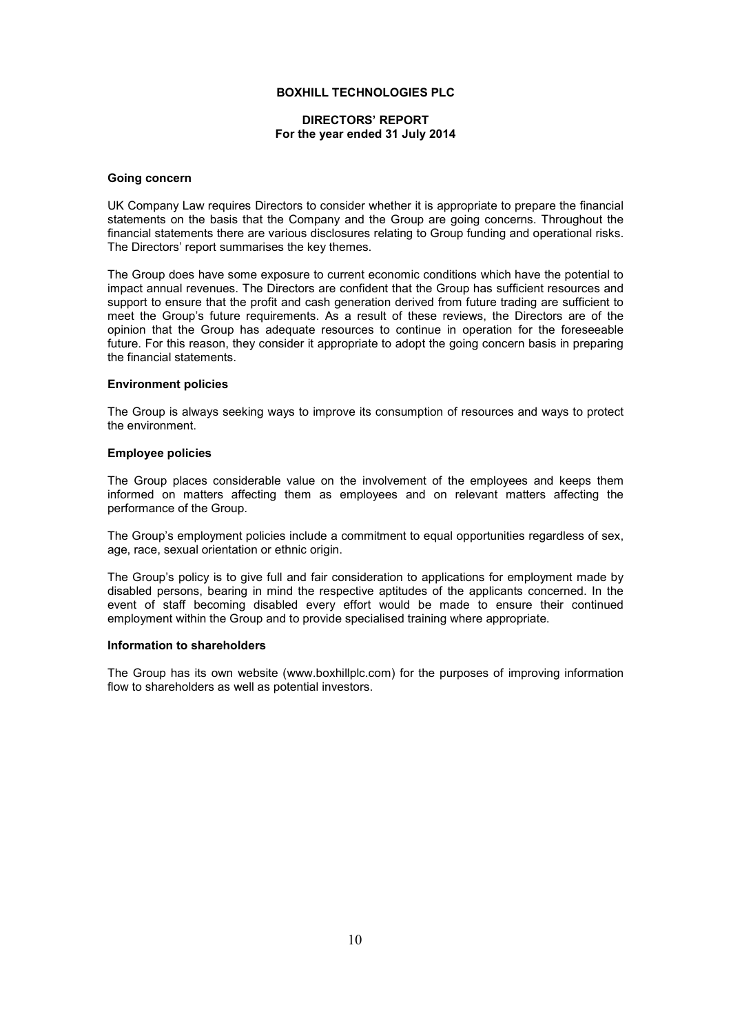**BOXHILL TECHNOLOGIES PLC**

**DIRECTORS' REPORT**
**For the year ended 31 July 2014**

### Going concern

UK Company Law requires Directors to consider whether it is appropriate to prepare the financial statements on the basis that the Company and the Group are going concerns. Throughout the financial statements there are various disclosures relating to Group funding and operational risks. The Directors' report summarises the key themes.

The Group does have some exposure to current economic conditions which have the potential to impact annual revenues. The Directors are confident that the Group has sufficient resources and support to ensure that the profit and cash generation derived from future trading are sufficient to meet the Group's future requirements. As a result of these reviews, the Directors are of the opinion that the Group has adequate resources to continue in operation for the foreseeable future. For this reason, they consider it appropriate to adopt the going concern basis in preparing the financial statements.

### Environment policies

The Group is always seeking ways to improve its consumption of resources and ways to protect the environment.

### Employee policies

The Group places considerable value on the involvement of the employees and keeps them informed on matters affecting them as employees and on relevant matters affecting the performance of the Group.

The Group's employment policies include a commitment to equal opportunities regardless of sex, age, race, sexual orientation or ethnic origin.

The Group's policy is to give full and fair consideration to applications for employment made by disabled persons, bearing in mind the respective aptitudes of the applicants concerned. In the event of staff becoming disabled every effort would be made to ensure their continued employment within the Group and to provide specialised training where appropriate.

### Information to shareholders

The Group has its own website (www.boxhillplc.com) for the purposes of improving information flow to shareholders as well as potential investors.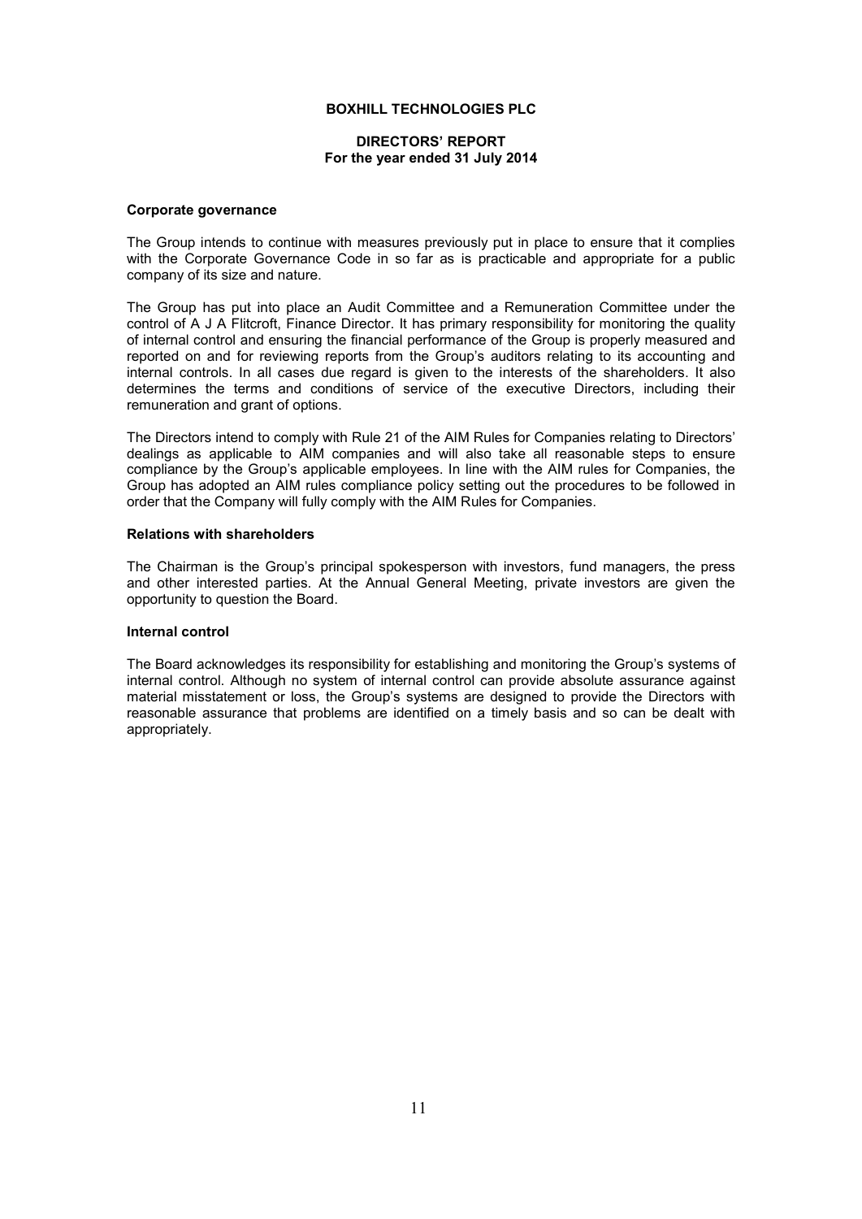**BOXHILL TECHNOLOGIES PLC**

**DIRECTORS' REPORT**
**For the year ended 31 July 2014**

### Corporate governance

The Group intends to continue with measures previously put in place to ensure that it complies with the Corporate Governance Code in so far as is practicable and appropriate for a public company of its size and nature.

The Group has put into place an Audit Committee and a Remuneration Committee under the control of A J A Flitcroft, Finance Director. It has primary responsibility for monitoring the quality of internal control and ensuring the financial performance of the Group is properly measured and reported on and for reviewing reports from the Group's auditors relating to its accounting and internal controls. In all cases due regard is given to the interests of the shareholders. It also determines the terms and conditions of service of the executive Directors, including their remuneration and grant of options.

The Directors intend to comply with Rule 21 of the AIM Rules for Companies relating to Directors' dealings as applicable to AIM companies and will also take all reasonable steps to ensure compliance by the Group's applicable employees. In line with the AIM rules for Companies, the Group has adopted an AIM rules compliance policy setting out the procedures to be followed in order that the Company will fully comply with the AIM Rules for Companies.

### Relations with shareholders

The Chairman is the Group's principal spokesperson with investors, fund managers, the press and other interested parties. At the Annual General Meeting, private investors are given the opportunity to question the Board.

### Internal control

The Board acknowledges its responsibility for establishing and monitoring the Group's systems of internal control. Although no system of internal control can provide absolute assurance against material misstatement or loss, the Group's systems are designed to provide the Directors with reasonable assurance that problems are identified on a timely basis and so can be dealt with appropriately.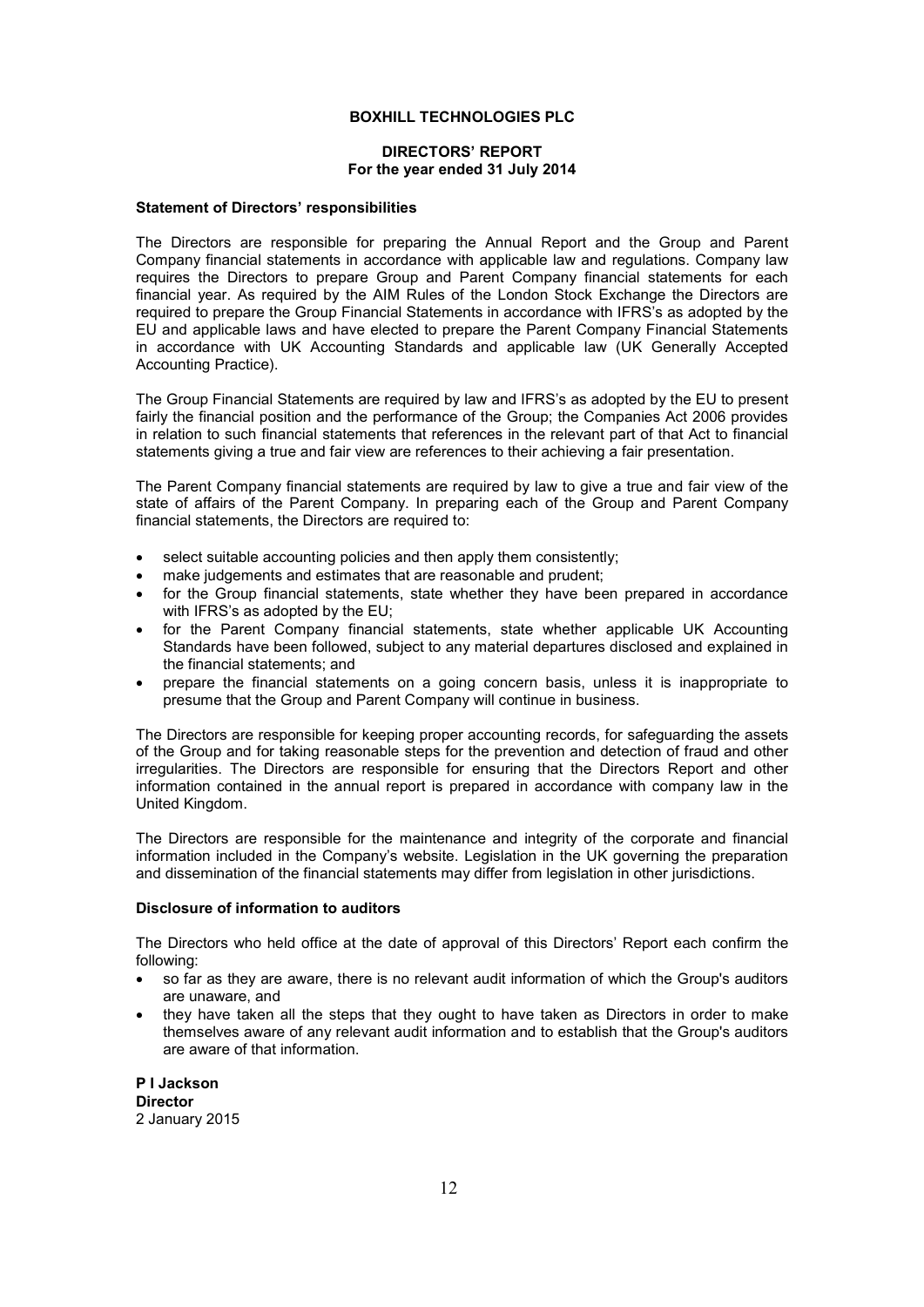# BOXHILL TECHNOLOGIES PLC

## DIRECTORS' REPORT
**For the year ended 31 July 2014**

### Statement of Directors' responsibilities

The Directors are responsible for preparing the Annual Report and the Group and Parent Company financial statements in accordance with applicable law and regulations. Company law requires the Directors to prepare Group and Parent Company financial statements for each financial year. As required by the AIM Rules of the London Stock Exchange the Directors are required to prepare the Group Financial Statements in accordance with IFRS's as adopted by the EU and applicable laws and have elected to prepare the Parent Company Financial Statements in accordance with UK Accounting Standards and applicable law (UK Generally Accepted Accounting Practice).

The Group Financial Statements are required by law and IFRS's as adopted by the EU to present fairly the financial position and the performance of the Group; the Companies Act 2006 provides in relation to such financial statements that references in the relevant part of that Act to financial statements giving a true and fair view are references to their achieving a fair presentation.

The Parent Company financial statements are required by law to give a true and fair view of the state of affairs of the Parent Company. In preparing each of the Group and Parent Company financial statements, the Directors are required to:

- select suitable accounting policies and then apply them consistently;
- make judgements and estimates that are reasonable and prudent;
- for the Group financial statements, state whether they have been prepared in accordance with IFRS's as adopted by the EU;
- for the Parent Company financial statements, state whether applicable UK Accounting Standards have been followed, subject to any material departures disclosed and explained in the financial statements; and
- prepare the financial statements on a going concern basis, unless it is inappropriate to presume that the Group and Parent Company will continue in business.

The Directors are responsible for keeping proper accounting records, for safeguarding the assets of the Group and for taking reasonable steps for the prevention and detection of fraud and other irregularities. The Directors are responsible for ensuring that the Directors Report and other information contained in the annual report is prepared in accordance with company law in the United Kingdom.

The Directors are responsible for the maintenance and integrity of the corporate and financial information included in the Company's website. Legislation in the UK governing the preparation and dissemination of the financial statements may differ from legislation in other jurisdictions.

### Disclosure of information to auditors

The Directors who held office at the date of approval of this Directors' Report each confirm the following:

- so far as they are aware, there is no relevant audit information of which the Group's auditors are unaware, and
- they have taken all the steps that they ought to have taken as Directors in order to make themselves aware of any relevant audit information and to establish that the Group's auditors are aware of that information.

**P I Jackson**
**Director**
2 January 2015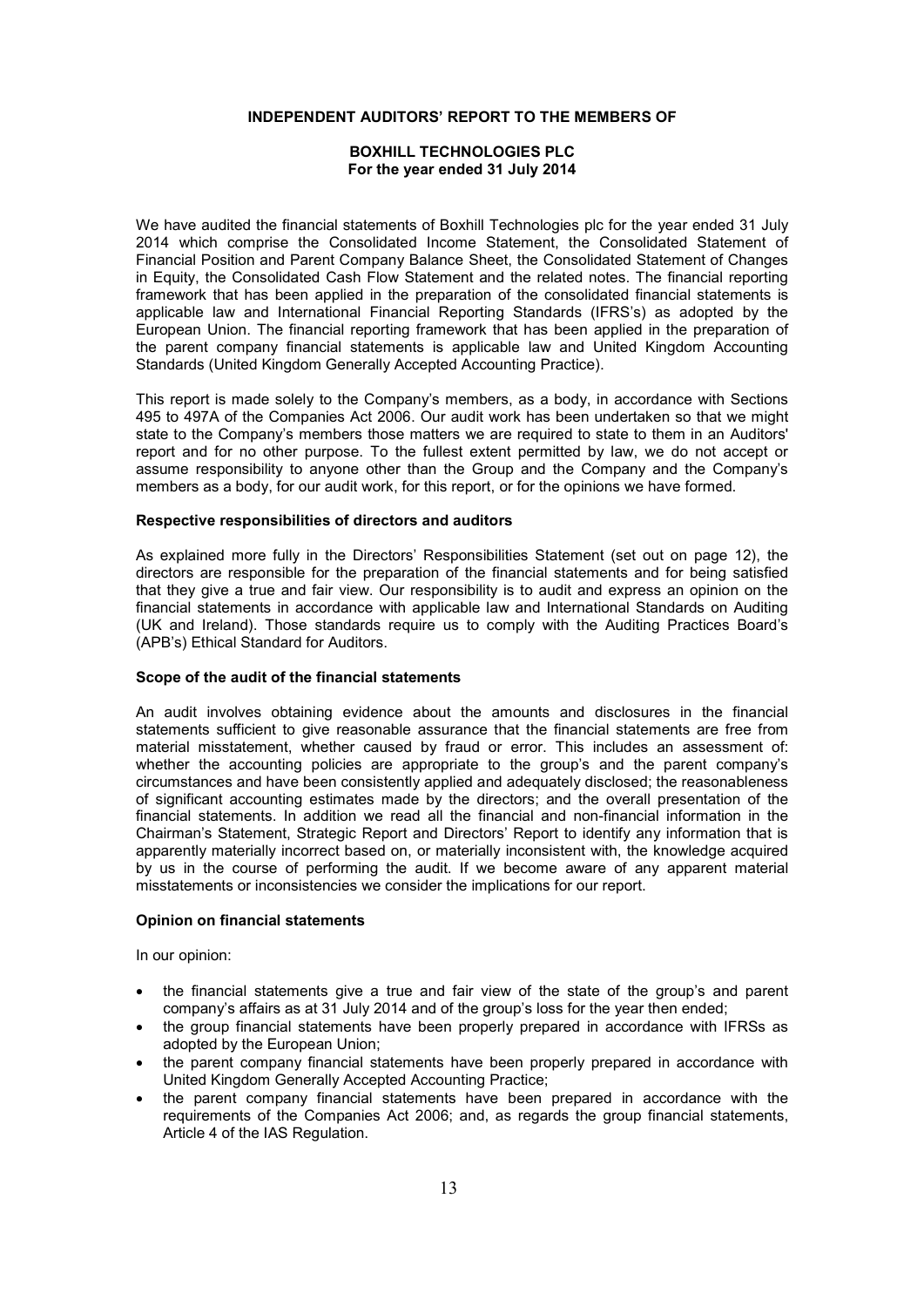# INDEPENDENT AUDITORS' REPORT TO THE MEMBERS OF

## BOXHILL TECHNOLOGIES PLC
**For the year ended 31 July 2014**

We have audited the financial statements of Boxhill Technologies plc for the year ended 31 July 2014 which comprise the Consolidated Income Statement, the Consolidated Statement of Financial Position and Parent Company Balance Sheet, the Consolidated Statement of Changes in Equity, the Consolidated Cash Flow Statement and the related notes. The financial reporting framework that has been applied in the preparation of the consolidated financial statements is applicable law and International Financial Reporting Standards (IFRS's) as adopted by the European Union. The financial reporting framework that has been applied in the preparation of the parent company financial statements is applicable law and United Kingdom Accounting Standards (United Kingdom Generally Accepted Accounting Practice).

This report is made solely to the Company's members, as a body, in accordance with Sections 495 to 497A of the Companies Act 2006. Our audit work has been undertaken so that we might state to the Company's members those matters we are required to state to them in an Auditors' report and for no other purpose. To the fullest extent permitted by law, we do not accept or assume responsibility to anyone other than the Group and the Company and the Company's members as a body, for our audit work, for this report, or for the opinions we have formed.

### Respective responsibilities of directors and auditors

As explained more fully in the Directors' Responsibilities Statement (set out on page 12), the directors are responsible for the preparation of the financial statements and for being satisfied that they give a true and fair view. Our responsibility is to audit and express an opinion on the financial statements in accordance with applicable law and International Standards on Auditing (UK and Ireland). Those standards require us to comply with the Auditing Practices Board's (APB's) Ethical Standard for Auditors.

### Scope of the audit of the financial statements

An audit involves obtaining evidence about the amounts and disclosures in the financial statements sufficient to give reasonable assurance that the financial statements are free from material misstatement, whether caused by fraud or error. This includes an assessment of: whether the accounting policies are appropriate to the group's and the parent company's circumstances and have been consistently applied and adequately disclosed; the reasonableness of significant accounting estimates made by the directors; and the overall presentation of the financial statements. In addition we read all the financial and non-financial information in the Chairman's Statement, Strategic Report and Directors' Report to identify any information that is apparently materially incorrect based on, or materially inconsistent with, the knowledge acquired by us in the course of performing the audit. If we become aware of any apparent material misstatements or inconsistencies we consider the implications for our report.

### Opinion on financial statements

In our opinion:

- the financial statements give a true and fair view of the state of the group's and parent company's affairs as at 31 July 2014 and of the group's loss for the year then ended;
- the group financial statements have been properly prepared in accordance with IFRSs as adopted by the European Union;
- the parent company financial statements have been properly prepared in accordance with United Kingdom Generally Accepted Accounting Practice;
- the parent company financial statements have been prepared in accordance with the requirements of the Companies Act 2006; and, as regards the group financial statements, Article 4 of the IAS Regulation.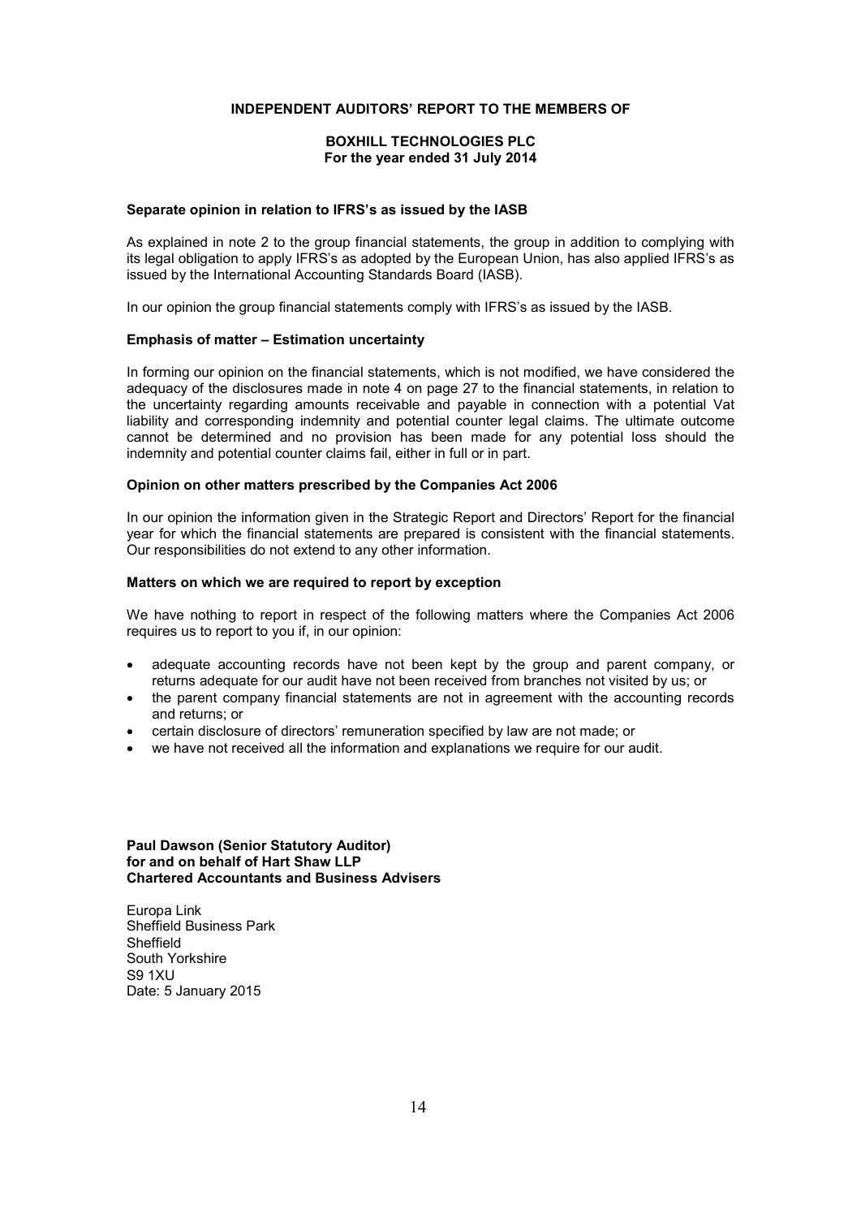**INDEPENDENT AUDITORS' REPORT TO THE MEMBERS OF**

**BOXHILL TECHNOLOGIES PLC**
**For the year ended 31 July 2014**

**Separate opinion in relation to IFRS's as issued by the IASB**

As explained in note 2 to the group financial statements, the group in addition to complying with its legal obligation to apply IFRS's as adopted by the European Union, has also applied IFRS's as issued by the International Accounting Standards Board (IASB).

In our opinion the group financial statements comply with IFRS's as issued by the IASB.

**Emphasis of matter – Estimation uncertainty**

In forming our opinion on the financial statements, which is not modified, we have considered the adequacy of the disclosures made in note 4 on page 27 to the financial statements, in relation to the uncertainty regarding amounts receivable and payable in connection with a potential Vat liability and corresponding indemnity and potential counter legal claims. The ultimate outcome cannot be determined and no provision has been made for any potential loss should the indemnity and potential counter claims fail, either in full or in part.

**Opinion on other matters prescribed by the Companies Act 2006**

In our opinion the information given in the Strategic Report and Directors' Report for the financial year for which the financial statements are prepared is consistent with the financial statements. Our responsibilities do not extend to any other information.

**Matters on which we are required to report by exception**

We have nothing to report in respect of the following matters where the Companies Act 2006 requires us to report to you if, in our opinion:

- adequate accounting records have not been kept by the group and parent company, or returns adequate for our audit have not been received from branches not visited by us; or
- the parent company financial statements are not in agreement with the accounting records and returns; or
- certain disclosure of directors' remuneration specified by law are not made; or
- we have not received all the information and explanations we require for our audit.

**Paul Dawson (Senior Statutory Auditor)**
**for and on behalf of Hart Shaw LLP**
**Chartered Accountants and Business Advisers**

Europa Link
Sheffield Business Park
Sheffield
South Yorkshire
S9 1XU
Date: 5 January 2015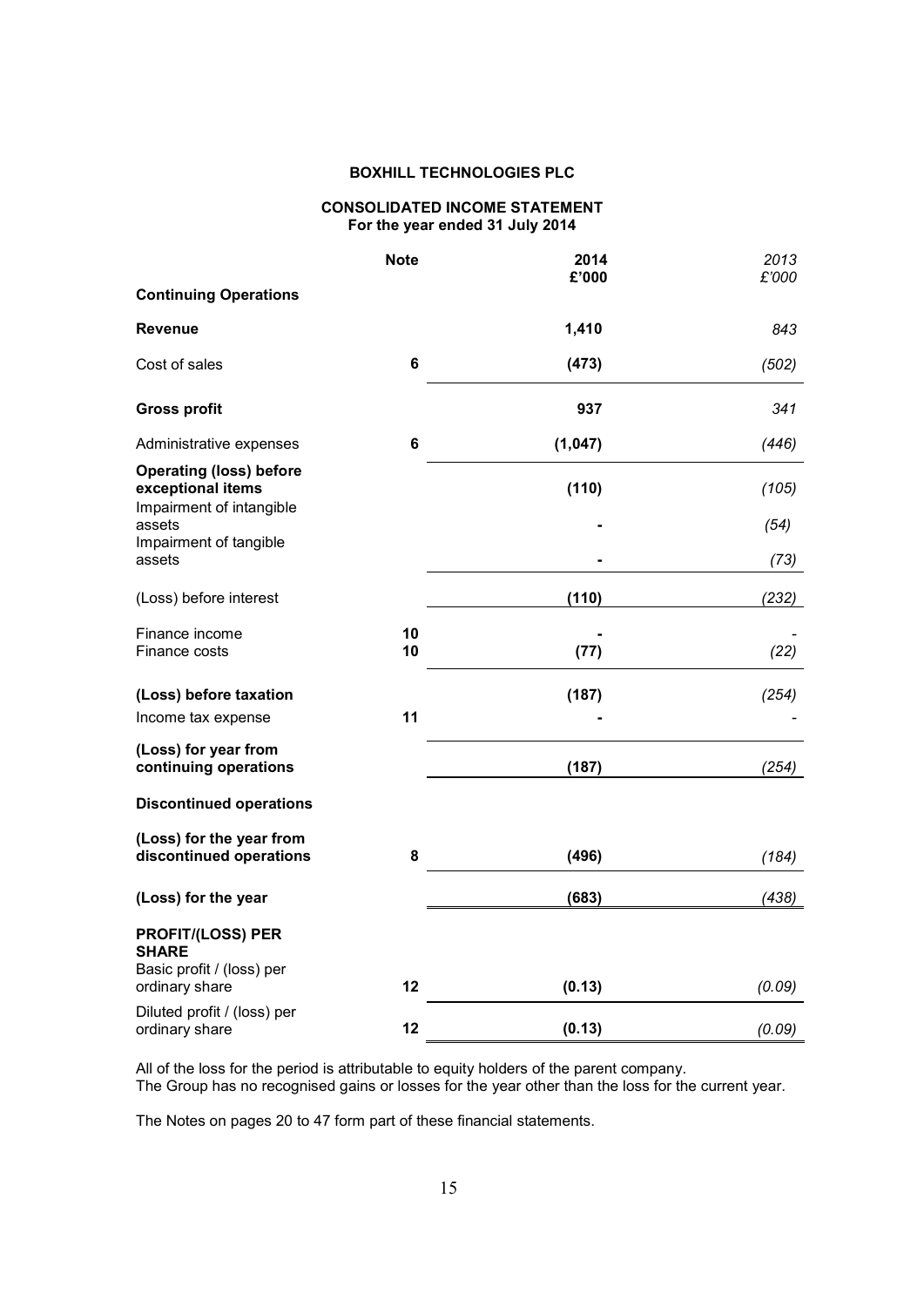**BOXHILL TECHNOLOGIES PLC**

**CONSOLIDATED INCOME STATEMENT**
**For the year ended 31 July 2014**

| | Note | 2014 £'000 | *2013 £'000* |
|---|---|---|---|
| **Continuing Operations** | | | |
| **Revenue** | | **1,410** | *843* |
| Cost of sales | 6 | **(473)** | *(502)* |
| **Gross profit** | | **937** | *341* |
| Administrative expenses | 6 | **(1,047)** | *(446)* |
| **Operating (loss) before exceptional items** | | **(110)** | *(105)* |
| Impairment of intangible assets | | **-** | *(54)* |
| Impairment of tangible assets | | **-** | *(73)* |
| (Loss) before interest | | **(110)** | *(232)* |
| Finance income | 10 | **-** | *-* |
| Finance costs | 10 | **(77)** | *(22)* |
| **(Loss) before taxation** | | **(187)** | *(254)* |
| Income tax expense | 11 | **-** | *-* |
| **(Loss) for year from continuing operations** | | **(187)** | *(254)* |
| **Discontinued operations** | | | |
| **(Loss) for the year from discontinued operations** | 8 | **(496)** | *(184)* |
| **(Loss) for the year** | | **(683)** | *(438)* |
| **PROFIT/(LOSS) PER SHARE** | | | |
| Basic profit / (loss) per ordinary share | 12 | **(0.13)** | *(0.09)* |
| Diluted profit / (loss) per ordinary share | 12 | **(0.13)** | *(0.09)* |

All of the loss for the period is attributable to equity holders of the parent company.
The Group has no recognised gains or losses for the year other than the loss for the current year.

The Notes on pages 20 to 47 form part of these financial statements.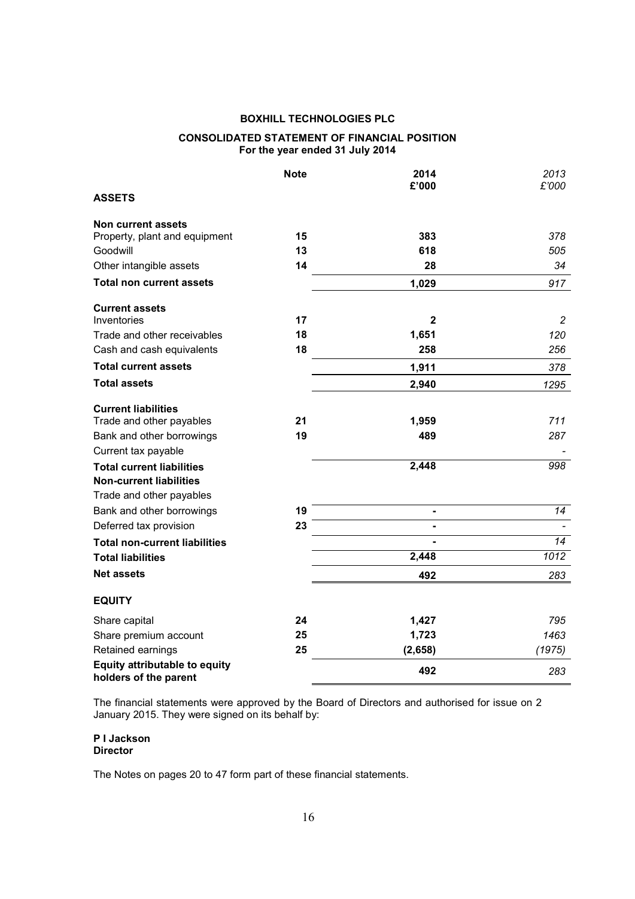**BOXHILL TECHNOLOGIES PLC**

**CONSOLIDATED STATEMENT OF FINANCIAL POSITION**
**For the year ended 31 July 2014**

| | Note | 2014 £'000 | *2013 £'000* |
|---|---|---|---|
| **ASSETS** | | | |
| **Non current assets** | | | |
| Property, plant and equipment | 15 | 383 | *378* |
| Goodwill | 13 | 618 | *505* |
| Other intangible assets | 14 | 28 | *34* |
| **Total non current assets** | | 1,029 | *917* |
| **Current assets** | | | |
| Inventories | 17 | 2 | *2* |
| Trade and other receivables | 18 | 1,651 | *120* |
| Cash and cash equivalents | 18 | 258 | *256* |
| **Total current assets** | | 1,911 | *378* |
| **Total assets** | | 2,940 | *1295* |
| **Current liabilities** | | | |
| Trade and other payables | 21 | 1,959 | *711* |
| Bank and other borrowings | 19 | 489 | *287* |
| Current tax payable | | | *-* |
| **Total current liabilities** | | 2,448 | *998* |
| **Non-current liabilities** | | | |
| Trade and other payables | | | |
| Bank and other borrowings | 19 | - | *14* |
| Deferred tax provision | 23 | - | *-* |
| **Total non-current liabilities** | | - | *14* |
| **Total liabilities** | | 2,448 | *1012* |
| **Net assets** | | 492 | *283* |
| **EQUITY** | | | |
| Share capital | 24 | 1,427 | *795* |
| Share premium account | 25 | 1,723 | *1463* |
| Retained earnings | 25 | (2,658) | *(1975)* |
| **Equity attributable to equity holders of the parent** | | 492 | *283* |

The financial statements were approved by the Board of Directors and authorised for issue on 2 January 2015. They were signed on its behalf by:

**P I Jackson**
**Director**

The Notes on pages 20 to 47 form part of these financial statements.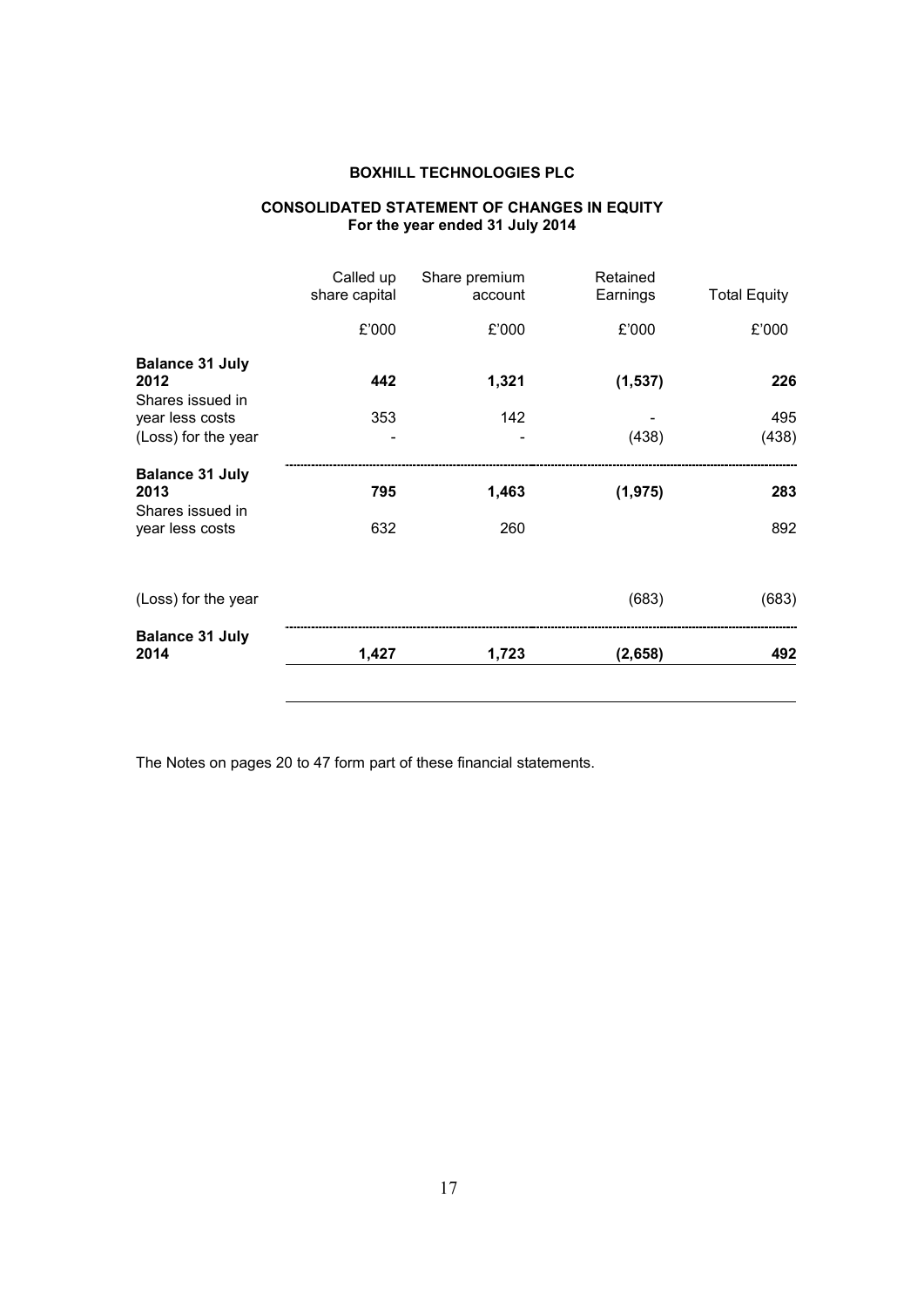**BOXHILL TECHNOLOGIES PLC**

**CONSOLIDATED STATEMENT OF CHANGES IN EQUITY**
**For the year ended 31 July 2014**

| | Called up share capital | Share premium account | Retained Earnings | Total Equity |
|---|---|---|---|---|
| | £'000 | £'000 | £'000 | £'000 |
| **Balance 31 July 2012** | **442** | **1,321** | **(1,537)** | **226** |
| Shares issued in year less costs | 353 | 142 | - | 495 |
| (Loss) for the year | - | - | (438) | (438) |
| **Balance 31 July 2013** | **795** | **1,463** | **(1,975)** | **283** |
| Shares issued in year less costs | 632 | 260 | | 892 |
| (Loss) for the year | | | (683) | (683) |
| **Balance 31 July 2014** | **1,427** | **1,723** | **(2,658)** | **492** |

The Notes on pages 20 to 47 form part of these financial statements.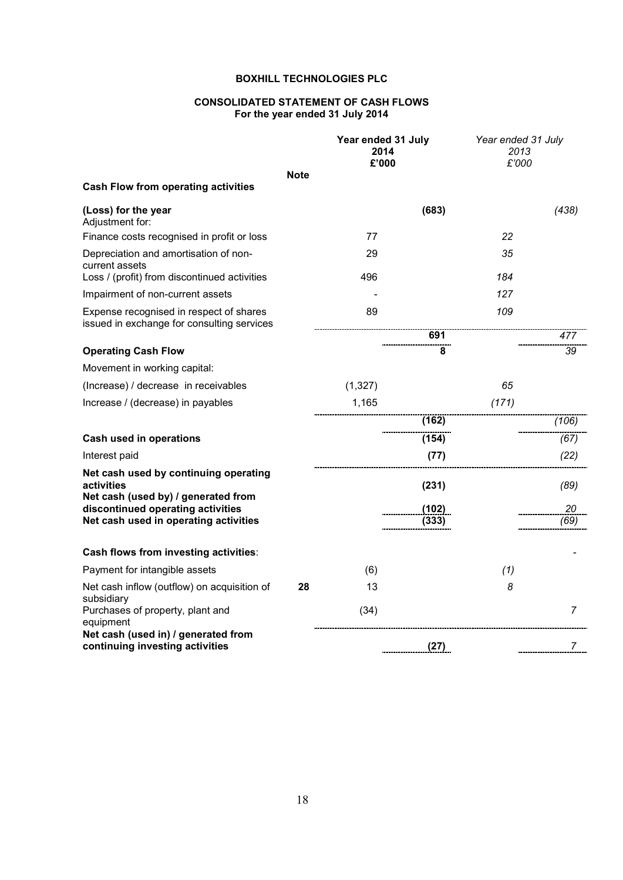# BOXHILL TECHNOLOGIES PLC

## CONSOLIDATED STATEMENT OF CASH FLOWS
### For the year ended 31 July 2014

| | Note | Year ended 31 July 2014 £'000 | | *Year ended 31 July 2013 £'000* | |
|---|---|---|---|---|---|
| **Cash Flow from operating activities** | | | | | |
| **(Loss) for the year** | | | **(683)** | | *(438)* |
| Adjustment for: | | | | | |
| Finance costs recognised in profit or loss | | 77 | | *22* | |
| Depreciation and amortisation of non-current assets | | 29 | | *35* | |
| Loss / (profit) from discontinued activities | | 496 | | *184* | |
| Impairment of non-current assets | | - | | *127* | |
| Expense recognised in respect of shares issued in exchange for consulting services | | 89 | | *109* | |
| | | | **691** | | *477* |
| **Operating Cash Flow** | | | **8** | | *39* |
| Movement in working capital: | | | | | |
| (Increase) / decrease in receivables | | (1,327) | | *65* | |
| Increase / (decrease) in payables | | 1,165 | | *(171)* | |
| | | | **(162)** | | *(106)* |
| **Cash used in operations** | | | **(154)** | | *(67)* |
| Interest paid | | | **(77)** | | *(22)* |
| **Net cash used by continuing operating activities** | | | **(231)** | | *(89)* |
| **Net cash (used by) / generated from discontinued operating activities** | | | **(102)** | | *20* |
| **Net cash used in operating activities** | | | **(333)** | | *(69)* |
| | | | | | |
| **Cash flows from investing activities**: | | | | | *-* |
| Payment for intangible assets | | (6) | | *(1)* | |
| Net cash inflow (outflow) on acquisition of subsidiary | **28** | 13 | | *8* | |
| Purchases of property, plant and equipment | | (34) | | | *7* |
| **Net cash (used in) / generated from continuing investing activities** | | | **(27)** | | *7* |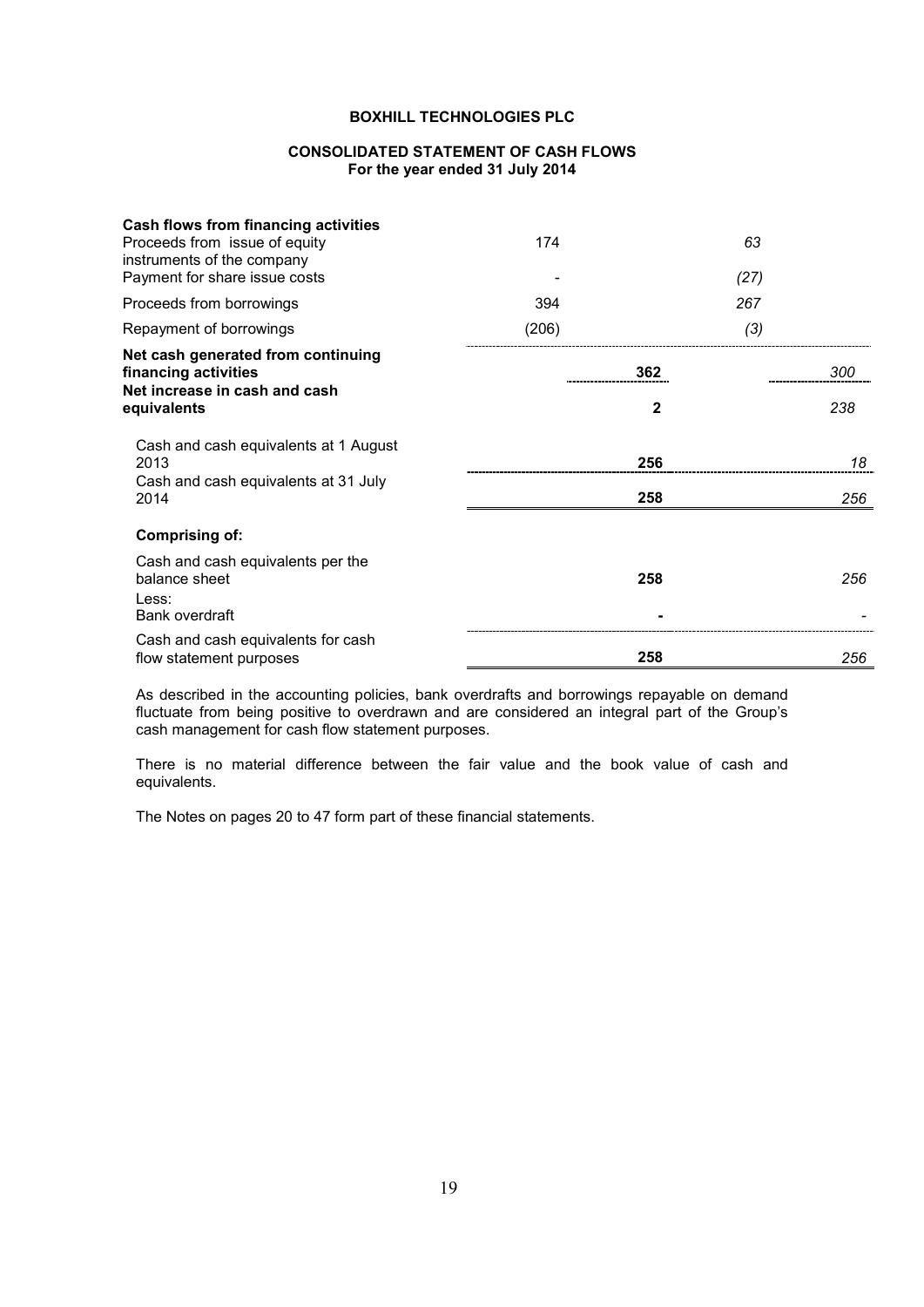**BOXHILL TECHNOLOGIES PLC**

**CONSOLIDATED STATEMENT OF CASH FLOWS**
**For the year ended 31 July 2014**

| | | | | |
|---|---|---|---|---|
| **Cash flows from financing activities** | | | | |
| Proceeds from issue of equity instruments of the company | 174 | | *63* | |
| Payment for share issue costs | - | | *(27)* | |
| Proceeds from borrowings | 394 | | *267* | |
| Repayment of borrowings | (206) | | *(3)* | |
| **Net cash generated from continuing financing activities** | | **362** | | *300* |
| **Net increase in cash and cash equivalents** | | **2** | | *238* |
| Cash and cash equivalents at 1 August 2013 | | **256** | | *18* |
| Cash and cash equivalents at 31 July 2014 | | **258** | | *256* |
| **Comprising of:** | | | | |
| Cash and cash equivalents per the balance sheet | | **258** | | *256* |
| Less: Bank overdraft | | **-** | | *-* |
| Cash and cash equivalents for cash flow statement purposes | | **258** | | *256* |

As described in the accounting policies, bank overdrafts and borrowings repayable on demand fluctuate from being positive to overdrawn and are considered an integral part of the Group's cash management for cash flow statement purposes.

There is no material difference between the fair value and the book value of cash and equivalents.

The Notes on pages 20 to 47 form part of these financial statements.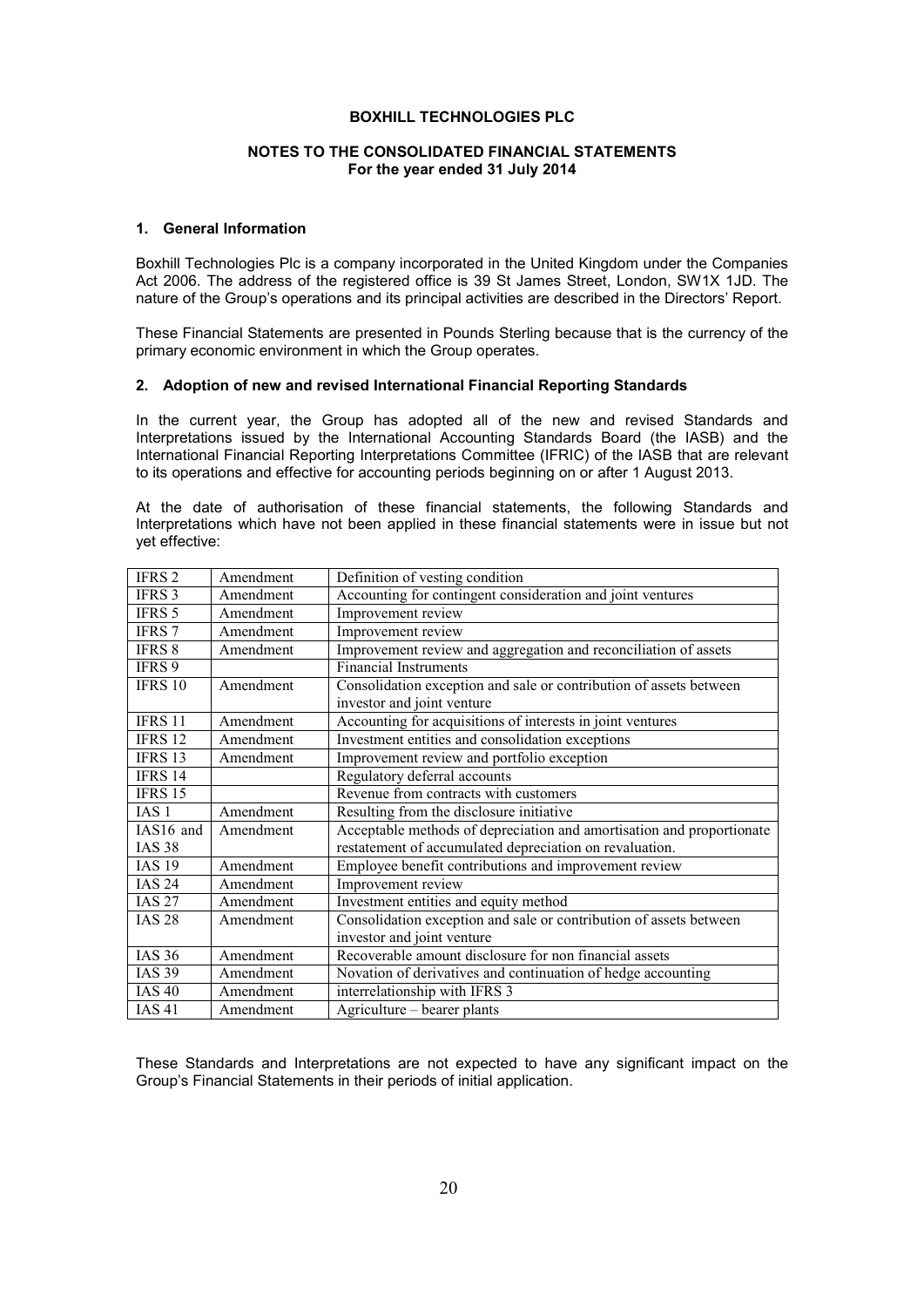# BOXHILL TECHNOLOGIES PLC

## NOTES TO THE CONSOLIDATED FINANCIAL STATEMENTS
**For the year ended 31 July 2014**

### 1. General Information

Boxhill Technologies Plc is a company incorporated in the United Kingdom under the Companies Act 2006. The address of the registered office is 39 St James Street, London, SW1X 1JD. The nature of the Group's operations and its principal activities are described in the Directors' Report.

These Financial Statements are presented in Pounds Sterling because that is the currency of the primary economic environment in which the Group operates.

### 2. Adoption of new and revised International Financial Reporting Standards

In the current year, the Group has adopted all of the new and revised Standards and Interpretations issued by the International Accounting Standards Board (the IASB) and the International Financial Reporting Interpretations Committee (IFRIC) of the IASB that are relevant to its operations and effective for accounting periods beginning on or after 1 August 2013.

At the date of authorisation of these financial statements, the following Standards and Interpretations which have not been applied in these financial statements were in issue but not yet effective:

| Standard | Type | Description |
|---|---|---|
| IFRS 2 | Amendment | Definition of vesting condition |
| IFRS 3 | Amendment | Accounting for contingent consideration and joint ventures |
| IFRS 5 | Amendment | Improvement review |
| IFRS 7 | Amendment | Improvement review |
| IFRS 8 | Amendment | Improvement review and aggregation and reconciliation of assets |
| IFRS 9 | | Financial Instruments |
| IFRS 10 | Amendment | Consolidation exception and sale or contribution of assets between investor and joint venture |
| IFRS 11 | Amendment | Accounting for acquisitions of interests in joint ventures |
| IFRS 12 | Amendment | Investment entities and consolidation exceptions |
| IFRS 13 | Amendment | Improvement review and portfolio exception |
| IFRS 14 | | Regulatory deferral accounts |
| IFRS 15 | | Revenue from contracts with customers |
| IAS 1 | Amendment | Resulting from the disclosure initiative |
| IAS16 and IAS 38 | Amendment | Acceptable methods of depreciation and amortisation and proportionate restatement of accumulated depreciation on revaluation. |
| IAS 19 | Amendment | Employee benefit contributions and improvement review |
| IAS 24 | Amendment | Improvement review |
| IAS 27 | Amendment | Investment entities and equity method |
| IAS 28 | Amendment | Consolidation exception and sale or contribution of assets between investor and joint venture |
| IAS 36 | Amendment | Recoverable amount disclosure for non financial assets |
| IAS 39 | Amendment | Novation of derivatives and continuation of hedge accounting |
| IAS 40 | Amendment | interrelationship with IFRS 3 |
| IAS 41 | Amendment | Agriculture – bearer plants |

These Standards and Interpretations are not expected to have any significant impact on the Group's Financial Statements in their periods of initial application.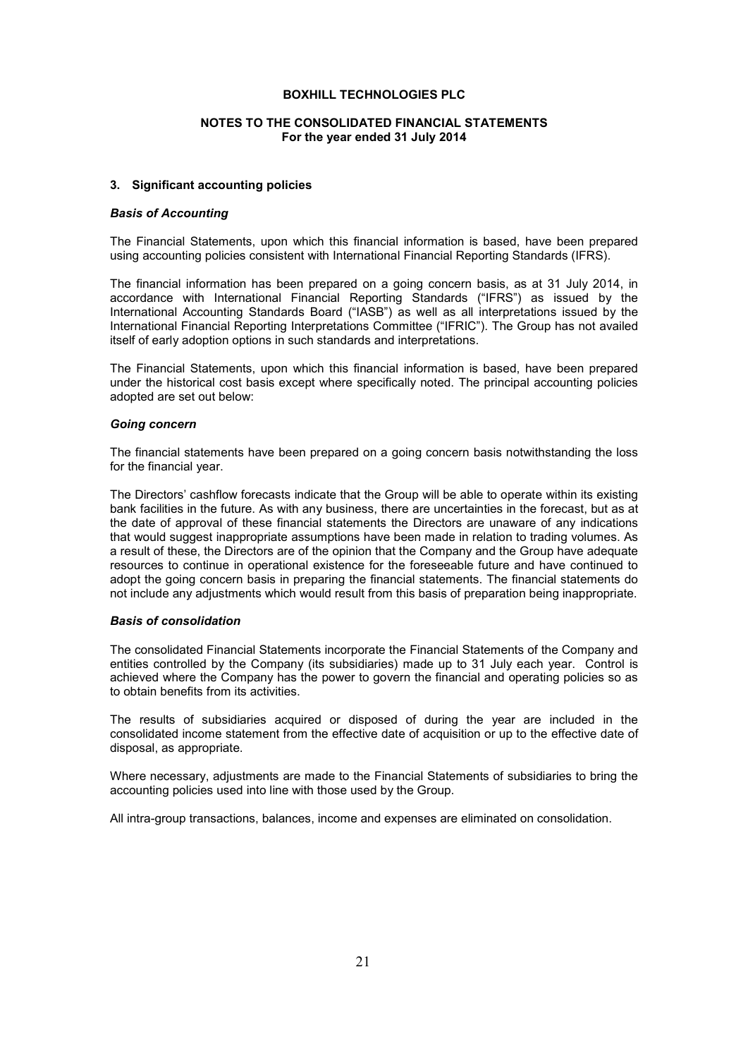**BOXHILL TECHNOLOGIES PLC**

**NOTES TO THE CONSOLIDATED FINANCIAL STATEMENTS**
**For the year ended 31 July 2014**

### 3. Significant accounting policies

***Basis of Accounting***

The Financial Statements, upon which this financial information is based, have been prepared using accounting policies consistent with International Financial Reporting Standards (IFRS).

The financial information has been prepared on a going concern basis, as at 31 July 2014, in accordance with International Financial Reporting Standards ("IFRS") as issued by the International Accounting Standards Board ("IASB") as well as all interpretations issued by the International Financial Reporting Interpretations Committee ("IFRIC"). The Group has not availed itself of early adoption options in such standards and interpretations.

The Financial Statements, upon which this financial information is based, have been prepared under the historical cost basis except where specifically noted. The principal accounting policies adopted are set out below:

***Going concern***

The financial statements have been prepared on a going concern basis notwithstanding the loss for the financial year.

The Directors' cashflow forecasts indicate that the Group will be able to operate within its existing bank facilities in the future. As with any business, there are uncertainties in the forecast, but as at the date of approval of these financial statements the Directors are unaware of any indications that would suggest inappropriate assumptions have been made in relation to trading volumes. As a result of these, the Directors are of the opinion that the Company and the Group have adequate resources to continue in operational existence for the foreseeable future and have continued to adopt the going concern basis in preparing the financial statements. The financial statements do not include any adjustments which would result from this basis of preparation being inappropriate.

***Basis of consolidation***

The consolidated Financial Statements incorporate the Financial Statements of the Company and entities controlled by the Company (its subsidiaries) made up to 31 July each year. Control is achieved where the Company has the power to govern the financial and operating policies so as to obtain benefits from its activities.

The results of subsidiaries acquired or disposed of during the year are included in the consolidated income statement from the effective date of acquisition or up to the effective date of disposal, as appropriate.

Where necessary, adjustments are made to the Financial Statements of subsidiaries to bring the accounting policies used into line with those used by the Group.

All intra-group transactions, balances, income and expenses are eliminated on consolidation.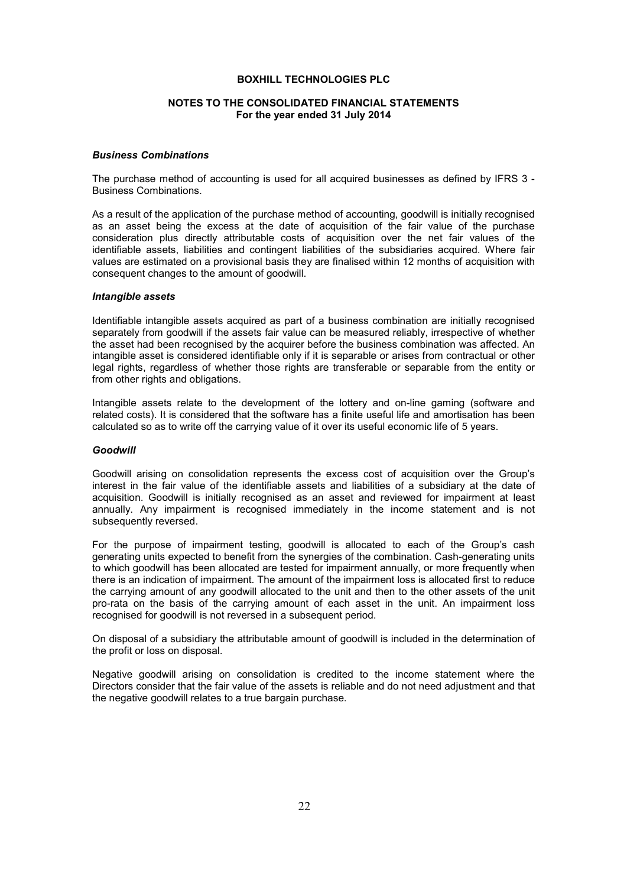### *Business Combinations*

The purchase method of accounting is used for all acquired businesses as defined by IFRS 3 - Business Combinations.

As a result of the application of the purchase method of accounting, goodwill is initially recognised as an asset being the excess at the date of acquisition of the fair value of the purchase consideration plus directly attributable costs of acquisition over the net fair values of the identifiable assets, liabilities and contingent liabilities of the subsidiaries acquired. Where fair values are estimated on a provisional basis they are finalised within 12 months of acquisition with consequent changes to the amount of goodwill.

### *Intangible assets*

Identifiable intangible assets acquired as part of a business combination are initially recognised separately from goodwill if the assets fair value can be measured reliably, irrespective of whether the asset had been recognised by the acquirer before the business combination was affected. An intangible asset is considered identifiable only if it is separable or arises from contractual or other legal rights, regardless of whether those rights are transferable or separable from the entity or from other rights and obligations.

Intangible assets relate to the development of the lottery and on-line gaming (software and related costs). It is considered that the software has a finite useful life and amortisation has been calculated so as to write off the carrying value of it over its useful economic life of 5 years.

### *Goodwill*

Goodwill arising on consolidation represents the excess cost of acquisition over the Group's interest in the fair value of the identifiable assets and liabilities of a subsidiary at the date of acquisition. Goodwill is initially recognised as an asset and reviewed for impairment at least annually. Any impairment is recognised immediately in the income statement and is not subsequently reversed.

For the purpose of impairment testing, goodwill is allocated to each of the Group's cash generating units expected to benefit from the synergies of the combination. Cash-generating units to which goodwill has been allocated are tested for impairment annually, or more frequently when there is an indication of impairment. The amount of the impairment loss is allocated first to reduce the carrying amount of any goodwill allocated to the unit and then to the other assets of the unit pro-rata on the basis of the carrying amount of each asset in the unit. An impairment loss recognised for goodwill is not reversed in a subsequent period.

On disposal of a subsidiary the attributable amount of goodwill is included in the determination of the profit or loss on disposal.

Negative goodwill arising on consolidation is credited to the income statement where the Directors consider that the fair value of the assets is reliable and do not need adjustment and that the negative goodwill relates to a true bargain purchase.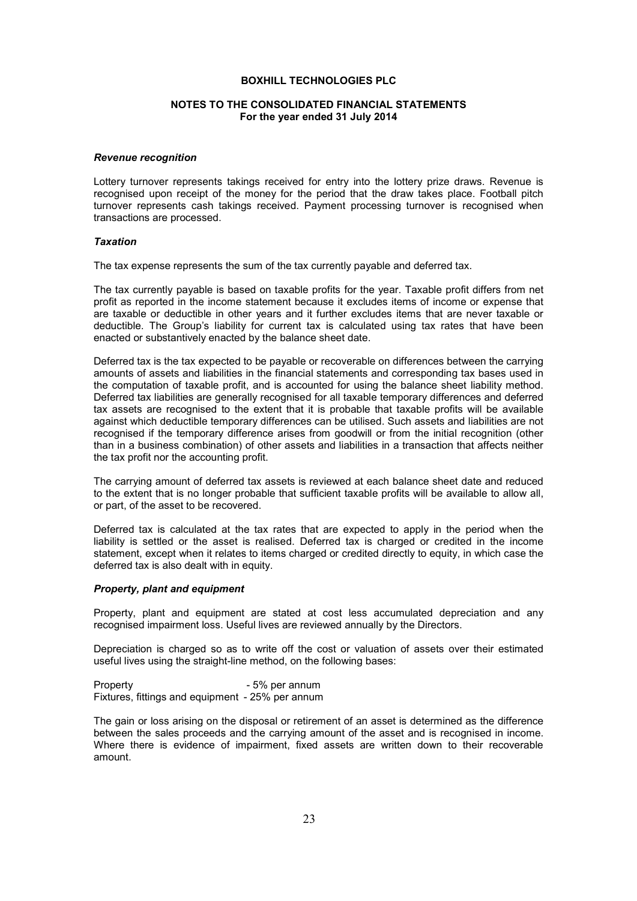### *Revenue recognition*

Lottery turnover represents takings received for entry into the lottery prize draws. Revenue is recognised upon receipt of the money for the period that the draw takes place. Football pitch turnover represents cash takings received. Payment processing turnover is recognised when transactions are processed.

### *Taxation*

The tax expense represents the sum of the tax currently payable and deferred tax.

The tax currently payable is based on taxable profits for the year. Taxable profit differs from net profit as reported in the income statement because it excludes items of income or expense that are taxable or deductible in other years and it further excludes items that are never taxable or deductible. The Group's liability for current tax is calculated using tax rates that have been enacted or substantively enacted by the balance sheet date.

Deferred tax is the tax expected to be payable or recoverable on differences between the carrying amounts of assets and liabilities in the financial statements and corresponding tax bases used in the computation of taxable profit, and is accounted for using the balance sheet liability method. Deferred tax liabilities are generally recognised for all taxable temporary differences and deferred tax assets are recognised to the extent that it is probable that taxable profits will be available against which deductible temporary differences can be utilised. Such assets and liabilities are not recognised if the temporary difference arises from goodwill or from the initial recognition (other than in a business combination) of other assets and liabilities in a transaction that affects neither the tax profit nor the accounting profit.

The carrying amount of deferred tax assets is reviewed at each balance sheet date and reduced to the extent that is no longer probable that sufficient taxable profits will be available to allow all, or part, of the asset to be recovered.

Deferred tax is calculated at the tax rates that are expected to apply in the period when the liability is settled or the asset is realised. Deferred tax is charged or credited in the income statement, except when it relates to items charged or credited directly to equity, in which case the deferred tax is also dealt with in equity.

### *Property, plant and equipment*

Property, plant and equipment are stated at cost less accumulated depreciation and any recognised impairment loss. Useful lives are reviewed annually by the Directors.

Depreciation is charged so as to write off the cost or valuation of assets over their estimated useful lives using the straight-line method, on the following bases:

Property - 5% per annum
Fixtures, fittings and equipment - 25% per annum

The gain or loss arising on the disposal or retirement of an asset is determined as the difference between the sales proceeds and the carrying amount of the asset and is recognised in income. Where there is evidence of impairment, fixed assets are written down to their recoverable amount.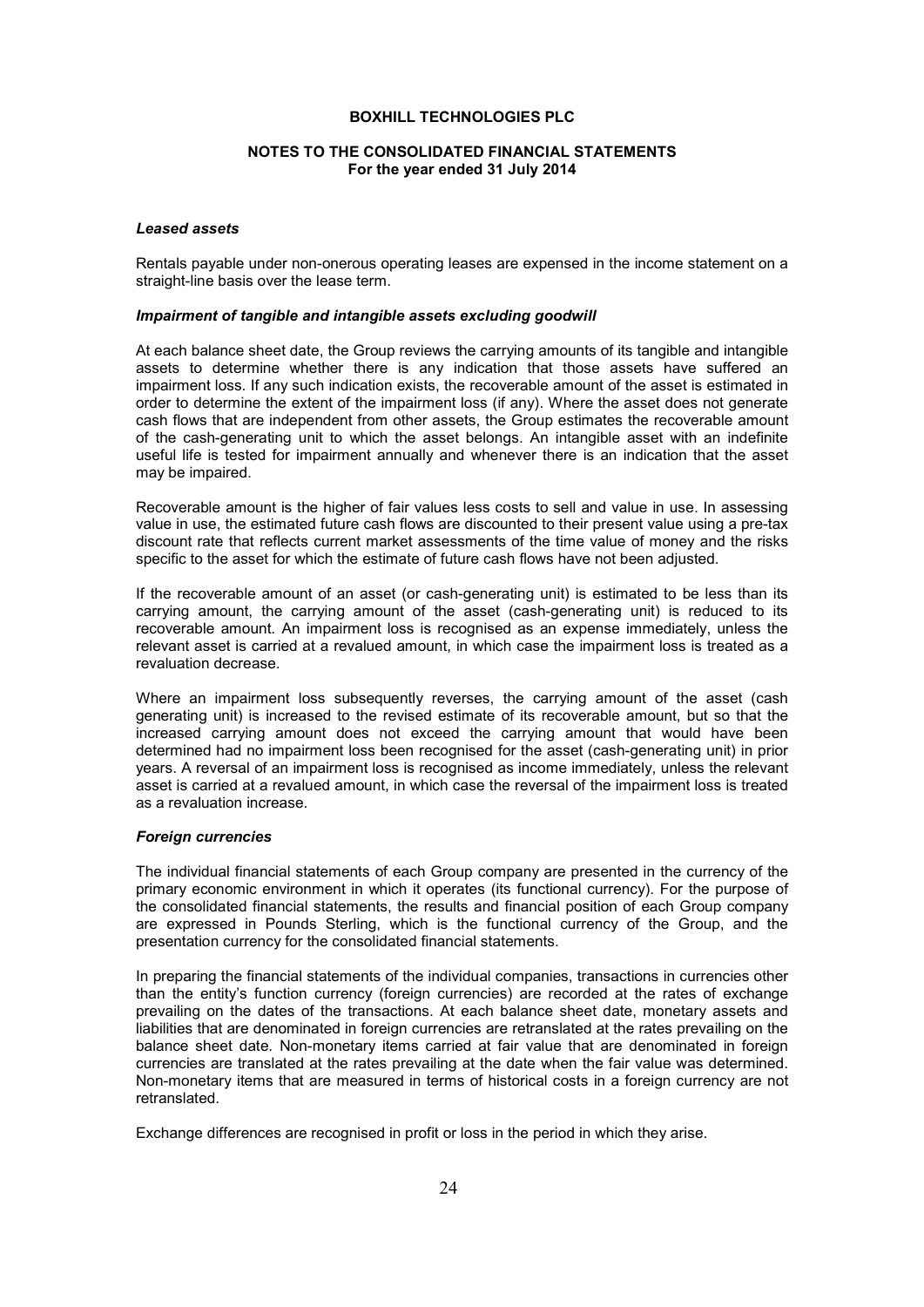### *Leased assets*

Rentals payable under non-onerous operating leases are expensed in the income statement on a straight-line basis over the lease term.

### *Impairment of tangible and intangible assets excluding goodwill*

At each balance sheet date, the Group reviews the carrying amounts of its tangible and intangible assets to determine whether there is any indication that those assets have suffered an impairment loss. If any such indication exists, the recoverable amount of the asset is estimated in order to determine the extent of the impairment loss (if any). Where the asset does not generate cash flows that are independent from other assets, the Group estimates the recoverable amount of the cash-generating unit to which the asset belongs. An intangible asset with an indefinite useful life is tested for impairment annually and whenever there is an indication that the asset may be impaired.

Recoverable amount is the higher of fair values less costs to sell and value in use. In assessing value in use, the estimated future cash flows are discounted to their present value using a pre-tax discount rate that reflects current market assessments of the time value of money and the risks specific to the asset for which the estimate of future cash flows have not been adjusted.

If the recoverable amount of an asset (or cash-generating unit) is estimated to be less than its carrying amount, the carrying amount of the asset (cash-generating unit) is reduced to its recoverable amount. An impairment loss is recognised as an expense immediately, unless the relevant asset is carried at a revalued amount, in which case the impairment loss is treated as a revaluation decrease.

Where an impairment loss subsequently reverses, the carrying amount of the asset (cash generating unit) is increased to the revised estimate of its recoverable amount, but so that the increased carrying amount does not exceed the carrying amount that would have been determined had no impairment loss been recognised for the asset (cash-generating unit) in prior years. A reversal of an impairment loss is recognised as income immediately, unless the relevant asset is carried at a revalued amount, in which case the reversal of the impairment loss is treated as a revaluation increase.

### *Foreign currencies*

The individual financial statements of each Group company are presented in the currency of the primary economic environment in which it operates (its functional currency). For the purpose of the consolidated financial statements, the results and financial position of each Group company are expressed in Pounds Sterling, which is the functional currency of the Group, and the presentation currency for the consolidated financial statements.

In preparing the financial statements of the individual companies, transactions in currencies other than the entity's function currency (foreign currencies) are recorded at the rates of exchange prevailing on the dates of the transactions. At each balance sheet date, monetary assets and liabilities that are denominated in foreign currencies are retranslated at the rates prevailing on the balance sheet date. Non-monetary items carried at fair value that are denominated in foreign currencies are translated at the rates prevailing at the date when the fair value was determined. Non-monetary items that are measured in terms of historical costs in a foreign currency are not retranslated.

Exchange differences are recognised in profit or loss in the period in which they arise.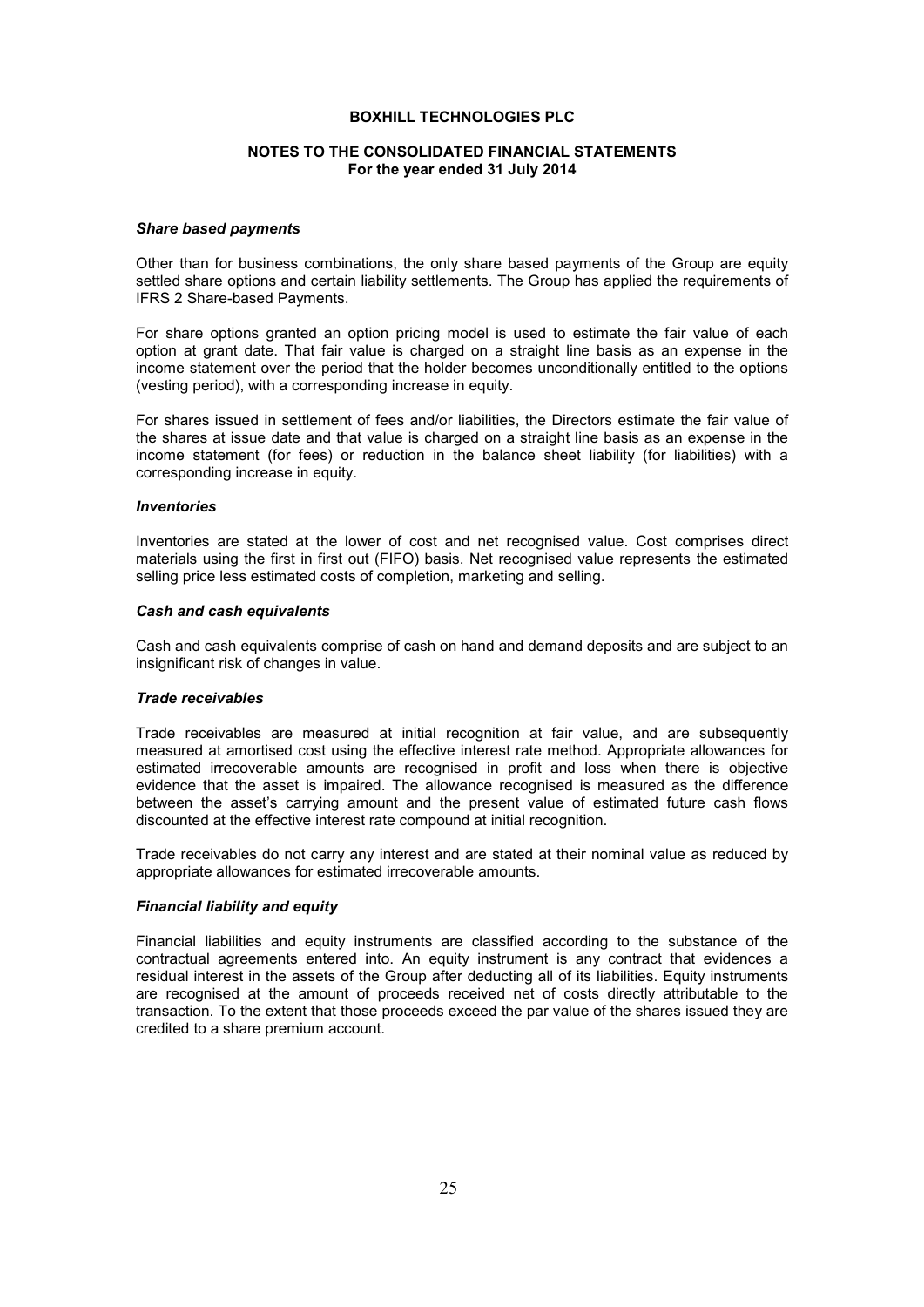**BOXHILL TECHNOLOGIES PLC**

**NOTES TO THE CONSOLIDATED FINANCIAL STATEMENTS**
**For the year ended 31 July 2014**

***Share based payments***

Other than for business combinations, the only share based payments of the Group are equity settled share options and certain liability settlements. The Group has applied the requirements of IFRS 2 Share-based Payments.

For share options granted an option pricing model is used to estimate the fair value of each option at grant date. That fair value is charged on a straight line basis as an expense in the income statement over the period that the holder becomes unconditionally entitled to the options (vesting period), with a corresponding increase in equity.

For shares issued in settlement of fees and/or liabilities, the Directors estimate the fair value of the shares at issue date and that value is charged on a straight line basis as an expense in the income statement (for fees) or reduction in the balance sheet liability (for liabilities) with a corresponding increase in equity.

***Inventories***

Inventories are stated at the lower of cost and net recognised value. Cost comprises direct materials using the first in first out (FIFO) basis. Net recognised value represents the estimated selling price less estimated costs of completion, marketing and selling.

***Cash and cash equivalents***

Cash and cash equivalents comprise of cash on hand and demand deposits and are subject to an insignificant risk of changes in value.

***Trade receivables***

Trade receivables are measured at initial recognition at fair value, and are subsequently measured at amortised cost using the effective interest rate method. Appropriate allowances for estimated irrecoverable amounts are recognised in profit and loss when there is objective evidence that the asset is impaired. The allowance recognised is measured as the difference between the asset's carrying amount and the present value of estimated future cash flows discounted at the effective interest rate compound at initial recognition.

Trade receivables do not carry any interest and are stated at their nominal value as reduced by appropriate allowances for estimated irrecoverable amounts.

***Financial liability and equity***

Financial liabilities and equity instruments are classified according to the substance of the contractual agreements entered into. An equity instrument is any contract that evidences a residual interest in the assets of the Group after deducting all of its liabilities. Equity instruments are recognised at the amount of proceeds received net of costs directly attributable to the transaction. To the extent that those proceeds exceed the par value of the shares issued they are credited to a share premium account.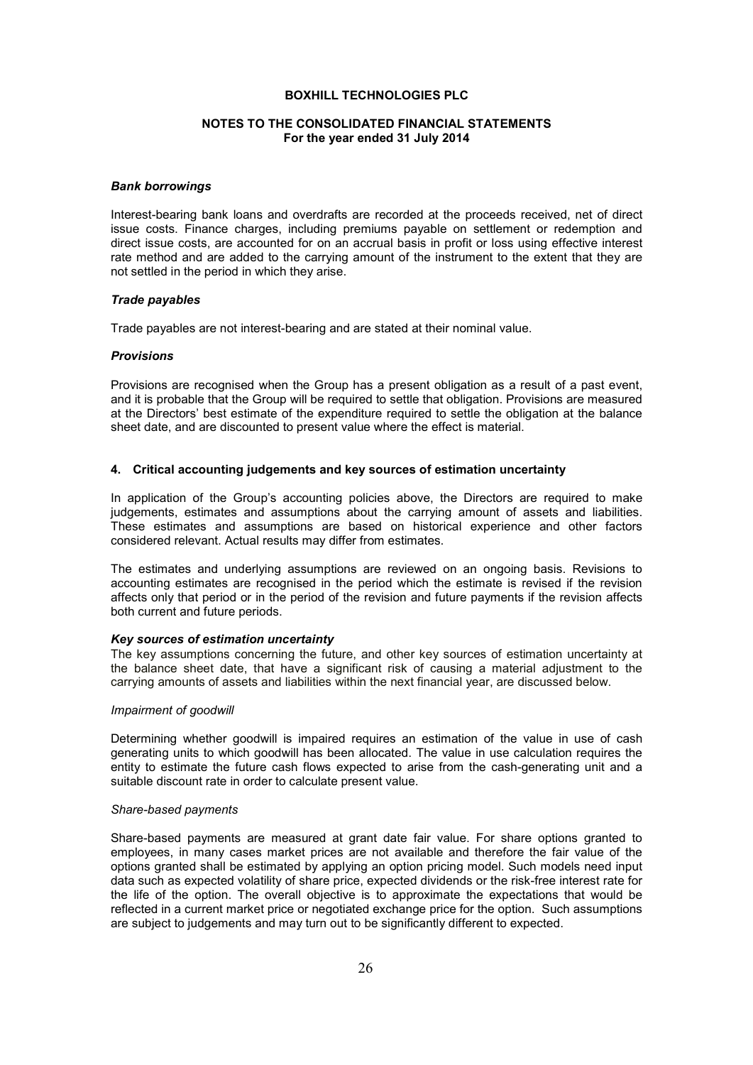### *Bank borrowings*

Interest-bearing bank loans and overdrafts are recorded at the proceeds received, net of direct issue costs. Finance charges, including premiums payable on settlement or redemption and direct issue costs, are accounted for on an accrual basis in profit or loss using effective interest rate method and are added to the carrying amount of the instrument to the extent that they are not settled in the period in which they arise.

### *Trade payables*

Trade payables are not interest-bearing and are stated at their nominal value.

### *Provisions*

Provisions are recognised when the Group has a present obligation as a result of a past event, and it is probable that the Group will be required to settle that obligation. Provisions are measured at the Directors' best estimate of the expenditure required to settle the obligation at the balance sheet date, and are discounted to present value where the effect is material.

## 4. Critical accounting judgements and key sources of estimation uncertainty

In application of the Group's accounting policies above, the Directors are required to make judgements, estimates and assumptions about the carrying amount of assets and liabilities. These estimates and assumptions are based on historical experience and other factors considered relevant. Actual results may differ from estimates.

The estimates and underlying assumptions are reviewed on an ongoing basis. Revisions to accounting estimates are recognised in the period which the estimate is revised if the revision affects only that period or in the period of the revision and future payments if the revision affects both current and future periods.

### *Key sources of estimation uncertainty*

The key assumptions concerning the future, and other key sources of estimation uncertainty at the balance sheet date, that have a significant risk of causing a material adjustment to the carrying amounts of assets and liabilities within the next financial year, are discussed below.

*Impairment of goodwill*

Determining whether goodwill is impaired requires an estimation of the value in use of cash generating units to which goodwill has been allocated. The value in use calculation requires the entity to estimate the future cash flows expected to arise from the cash-generating unit and a suitable discount rate in order to calculate present value.

*Share-based payments*

Share-based payments are measured at grant date fair value. For share options granted to employees, in many cases market prices are not available and therefore the fair value of the options granted shall be estimated by applying an option pricing model. Such models need input data such as expected volatility of share price, expected dividends or the risk-free interest rate for the life of the option. The overall objective is to approximate the expectations that would be reflected in a current market price or negotiated exchange price for the option. Such assumptions are subject to judgements and may turn out to be significantly different to expected.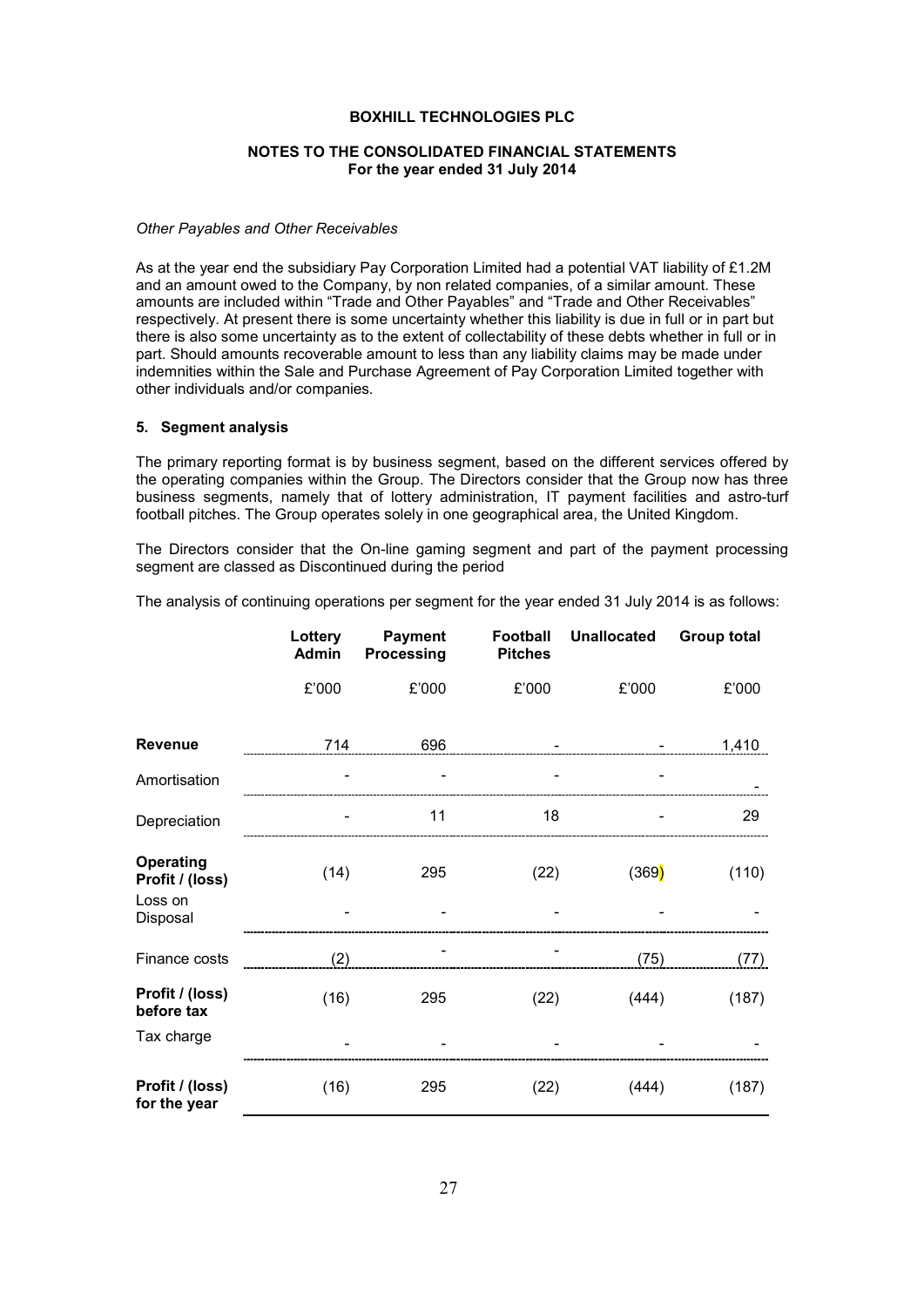*Other Payables and Other Receivables*

As at the year end the subsidiary Pay Corporation Limited had a potential VAT liability of £1.2M and an amount owed to the Company, by non related companies, of a similar amount. These amounts are included within "Trade and Other Payables" and "Trade and Other Receivables" respectively. At present there is some uncertainty whether this liability is due in full or in part but there is also some uncertainty as to the extent of collectability of these debts whether in full or in part. Should amounts recoverable amount to less than any liability claims may be made under indemnities within the Sale and Purchase Agreement of Pay Corporation Limited together with other individuals and/or companies.

## 5. Segment analysis

The primary reporting format is by business segment, based on the different services offered by the operating companies within the Group. The Directors consider that the Group now has three business segments, namely that of lottery administration, IT payment facilities and astro-turf football pitches. The Group operates solely in one geographical area, the United Kingdom.

The Directors consider that the On-line gaming segment and part of the payment processing segment are classed as Discontinued during the period

The analysis of continuing operations per segment for the year ended 31 July 2014 is as follows:

| | Lottery Admin | Payment Processing | Football Pitches | Unallocated | Group total |
|---|---|---|---|---|---|
| | £'000 | £'000 | £'000 | £'000 | £'000 |
| **Revenue** | 714 | 696 | - | - | 1,410 |
| Amortisation | - | - | - | - | - |
| Depreciation | - | 11 | 18 | - | 29 |
| **Operating Profit / (loss)** | (14) | 295 | (22) | (369) | (110) |
| Loss on Disposal | - | - | - | - | - |
| Finance costs | (2) | - | - | (75) | (77) |
| **Profit / (loss) before tax** | (16) | 295 | (22) | (444) | (187) |
| Tax charge | - | - | - | - | - |
| **Profit / (loss) for the year** | (16) | 295 | (22) | (444) | (187) |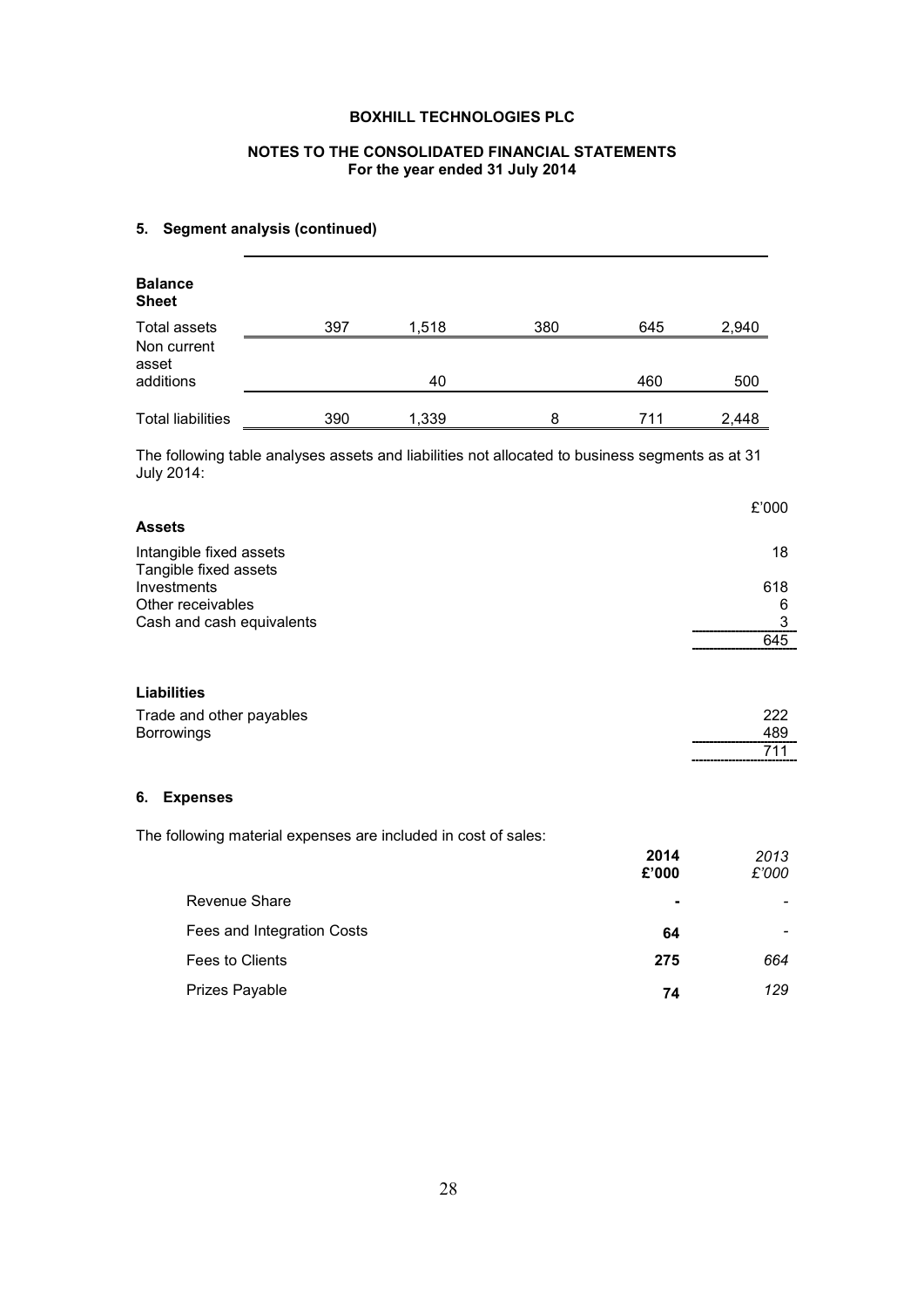## 5. Segment analysis (continued)

| Balance Sheet | | | | | |
|---|---|---|---|---|---|
| Total assets | 397 | 1,518 | 380 | 645 | 2,940 |
| Non current asset additions | | 40 | | 460 | 500 |
| Total liabilities | 390 | 1,339 | 8 | 711 | 2,448 |

The following table analyses assets and liabilities not allocated to business segments as at 31 July 2014:

| | £'000 |
|---|---|
| **Assets** | |
| Intangible fixed assets | 18 |
| Tangible fixed assets | |
| Investments | 618 |
| Other receivables | 6 |
| Cash and cash equivalents | 3 |
| | 645 |

| | |
|---|---|
| **Liabilities** | |
| Trade and other payables | 222 |
| Borrowings | 489 |
| | 711 |

## 6. Expenses

The following material expenses are included in cost of sales:

| | **2014 £'000** | *2013 £'000* |
|---|---|---|
| Revenue Share | **-** | - |
| Fees and Integration Costs | **64** | - |
| Fees to Clients | **275** | *664* |
| Prizes Payable | **74** | *129* |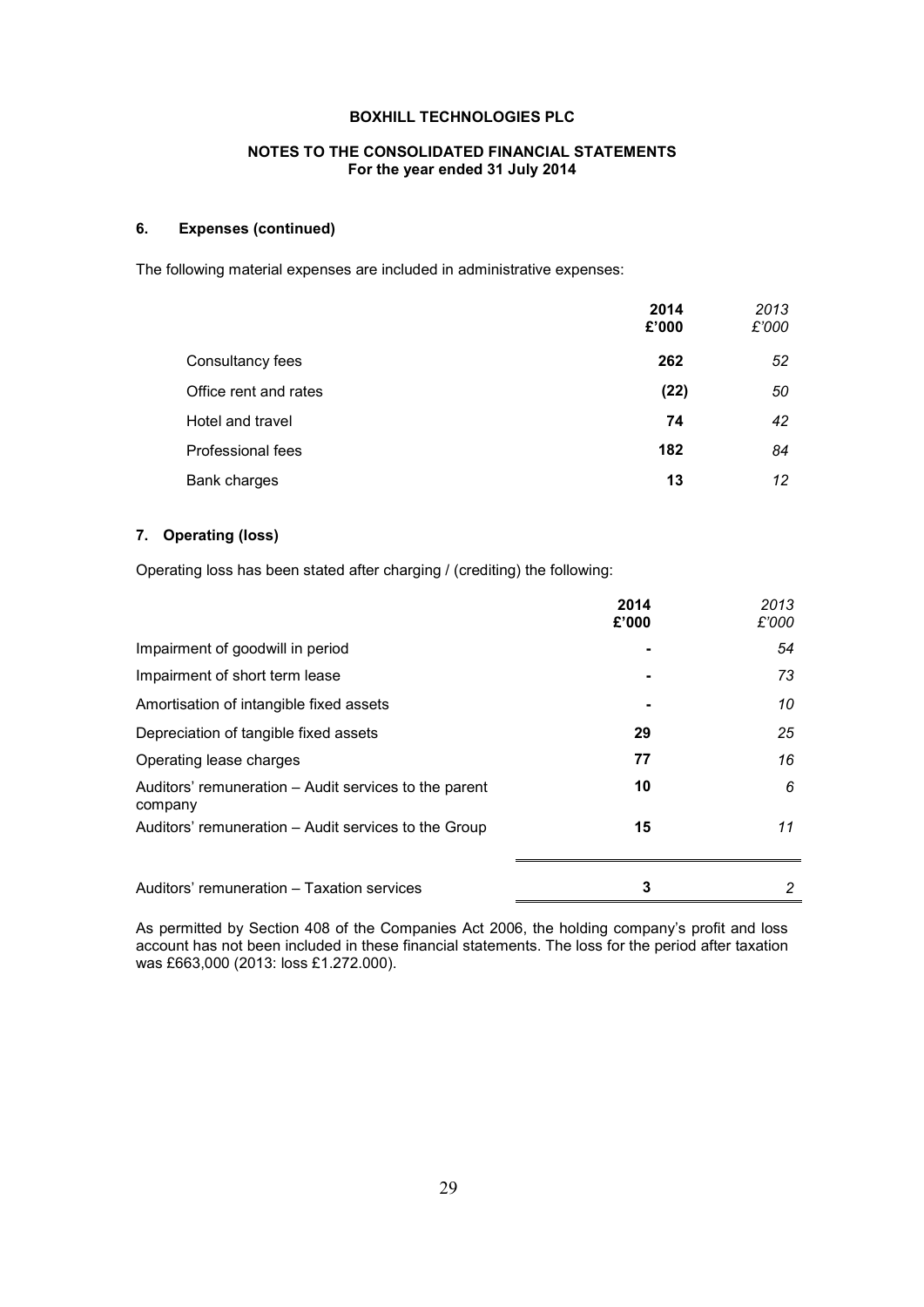# BOXHILL TECHNOLOGIES PLC

## NOTES TO THE CONSOLIDATED FINANCIAL STATEMENTS
**For the year ended 31 July 2014**

### 6. Expenses (continued)

The following material expenses are included in administrative expenses:

| | **2014**<br>**£'000** | *2013*<br>*£'000* |
|---|---|---|
| Consultancy fees | **262** | *52* |
| Office rent and rates | **(22)** | *50* |
| Hotel and travel | **74** | *42* |
| Professional fees | **182** | *84* |
| Bank charges | **13** | *12* |

### 7. Operating (loss)

Operating loss has been stated after charging / (crediting) the following:

| | **2014**<br>**£'000** | *2013*<br>*£'000* |
|---|---|---|
| Impairment of goodwill in period | **-** | *54* |
| Impairment of short term lease | **-** | *73* |
| Amortisation of intangible fixed assets | **-** | *10* |
| Depreciation of tangible fixed assets | **29** | *25* |
| Operating lease charges | **77** | *16* |
| Auditors' remuneration – Audit services to the parent company | **10** | *6* |
| Auditors' remuneration – Audit services to the Group | **15** | *11* |
| Auditors' remuneration – Taxation services | **3** | *2* |

As permitted by Section 408 of the Companies Act 2006, the holding company's profit and loss account has not been included in these financial statements. The loss for the period after taxation was £663,000 (2013: loss £1.272.000).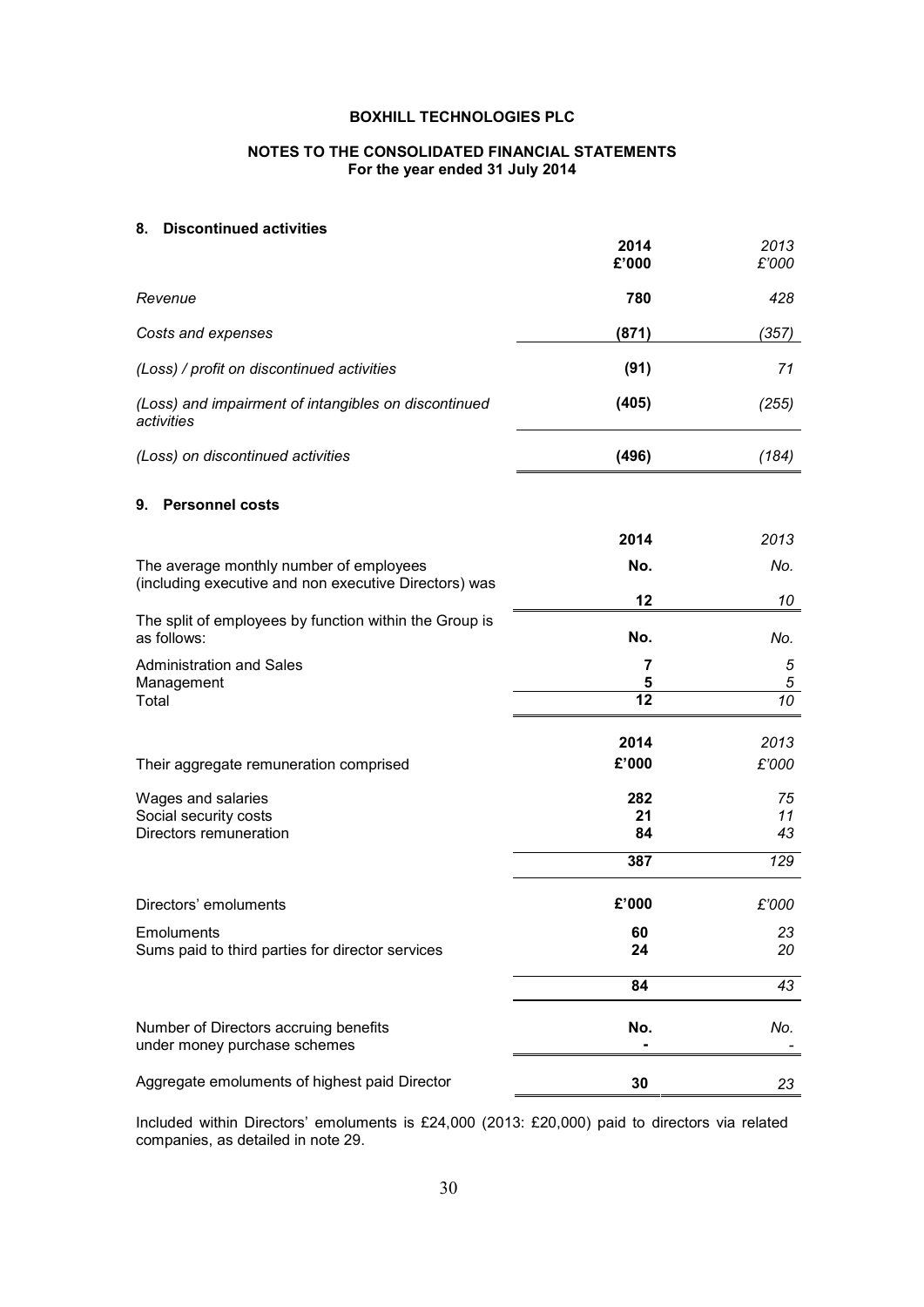**BOXHILL TECHNOLOGIES PLC**

**NOTES TO THE CONSOLIDATED FINANCIAL STATEMENTS**
**For the year ended 31 July 2014**

## 8. Discontinued activities

| | 2014 £'000 | *2013 £'000* |
|---|---|---|
| *Revenue* | **780** | *428* |
| *Costs and expenses* | **(871)** | *(357)* |
| *(Loss) / profit on discontinued activities* | **(91)** | *71* |
| *(Loss) and impairment of intangibles on discontinued activities* | **(405)** | *(255)* |
| *(Loss) on discontinued activities* | **(496)** | *(184)* |

## 9. Personnel costs

| | 2014 | *2013* |
|---|---|---|
| The average monthly number of employees (including executive and non executive Directors) was | **No.** | *No.* |
| | **12** | *10* |
| The split of employees by function within the Group is as follows: | **No.** | *No.* |
| Administration and Sales | **7** | *5* |
| Management | **5** | *5* |
| Total | **12** | *10* |

| | 2014 | *2013* |
|---|---|---|
| Their aggregate remuneration comprised | **£'000** | *£'000* |
| Wages and salaries | **282** | *75* |
| Social security costs | **21** | *11* |
| Directors remuneration | **84** | *43* |
| | **387** | *129* |

| Directors' emoluments | £'000 | *£'000* |
|---|---|---|
| Emoluments | **60** | *23* |
| Sums paid to third parties for director services | **24** | *20* |
| | **84** | *43* |

| | | |
|---|---|---|
| Number of Directors accruing benefits under money purchase schemes | **No.** **-** | *No.* *-* |
| Aggregate emoluments of highest paid Director | **30** | *23* |

Included within Directors' emoluments is £24,000 (2013: £20,000) paid to directors via related companies, as detailed in note 29.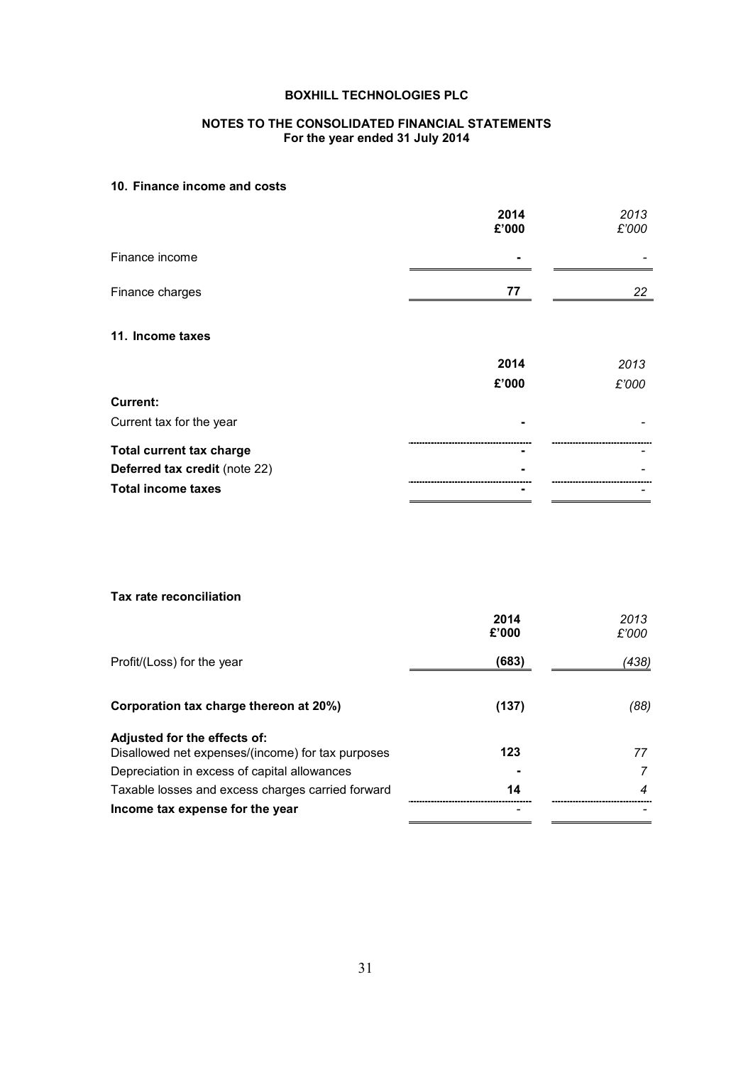# BOXHILL TECHNOLOGIES PLC

## NOTES TO THE CONSOLIDATED FINANCIAL STATEMENTS
**For the year ended 31 July 2014**

### 10. Finance income and costs

| | 2014 £'000 | *2013 £'000* |
|---|---|---|
| Finance income | - | *-* |
| Finance charges | 77 | *22* |

### 11. Income taxes

| | 2014 £'000 | *2013 £'000* |
|---|---|---|
| **Current:** | | |
| Current tax for the year | - | *-* |
| **Total current tax charge** | - | *-* |
| **Deferred tax credit** (note 22) | - | *-* |
| **Total income taxes** | - | *-* |

**Tax rate reconciliation**

| | 2014 £'000 | *2013 £'000* |
|---|---|---|
| Profit/(Loss) for the year | (683) | *(438)* |
| **Corporation tax charge thereon at 20%)** | (137) | *(88)* |
| **Adjusted for the effects of:** | | |
| Disallowed net expenses/(income) for tax purposes | 123 | *77* |
| Depreciation in excess of capital allowances | - | *7* |
| Taxable losses and excess charges carried forward | 14 | *4* |
| **Income tax expense for the year** | - | *-* |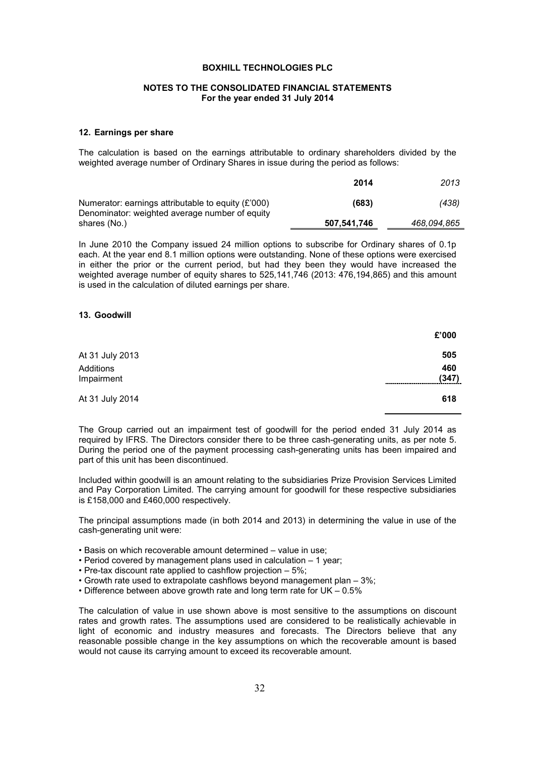BOXHILL TECHNOLOGIES PLC

NOTES TO THE CONSOLIDATED FINANCIAL STATEMENTS
For the year ended 31 July 2014

## 12. Earnings per share

The calculation is based on the earnings attributable to ordinary shareholders divided by the weighted average number of Ordinary Shares in issue during the period as follows:

| | 2014 | 2013 |
|---|---|---|
| Numerator: earnings attributable to equity (£'000) | (683) | (438) |
| Denominator: weighted average number of equity shares (No.) | 507,541,746 | 468,094,865 |

In June 2010 the Company issued 24 million options to subscribe for Ordinary shares of 0.1p each. At the year end 8.1 million options were outstanding. None of these options were exercised in either the prior or the current period, but had they been they would have increased the weighted average number of equity shares to 525,141,746 (2013: 476,194,865) and this amount is used in the calculation of diluted earnings per share.

## 13. Goodwill

| | £'000 |
|---|---|
| At 31 July 2013 | 505 |
| Additions | 460 |
| Impairment | (347) |
| At 31 July 2014 | 618 |

The Group carried out an impairment test of goodwill for the period ended 31 July 2014 as required by IFRS. The Directors consider there to be three cash-generating units, as per note 5. During the period one of the payment processing cash-generating units has been impaired and part of this unit has been discontinued.

Included within goodwill is an amount relating to the subsidiaries Prize Provision Services Limited and Pay Corporation Limited. The carrying amount for goodwill for these respective subsidiaries is £158,000 and £460,000 respectively.

The principal assumptions made (in both 2014 and 2013) in determining the value in use of the cash-generating unit were:

- Basis on which recoverable amount determined – value in use;
- Period covered by management plans used in calculation – 1 year;
- Pre-tax discount rate applied to cashflow projection – 5%;
- Growth rate used to extrapolate cashflows beyond management plan – 3%;
- Difference between above growth rate and long term rate for UK – 0.5%

The calculation of value in use shown above is most sensitive to the assumptions on discount rates and growth rates. The assumptions used are considered to be realistically achievable in light of economic and industry measures and forecasts. The Directors believe that any reasonable possible change in the key assumptions on which the recoverable amount is based would not cause its carrying amount to exceed its recoverable amount.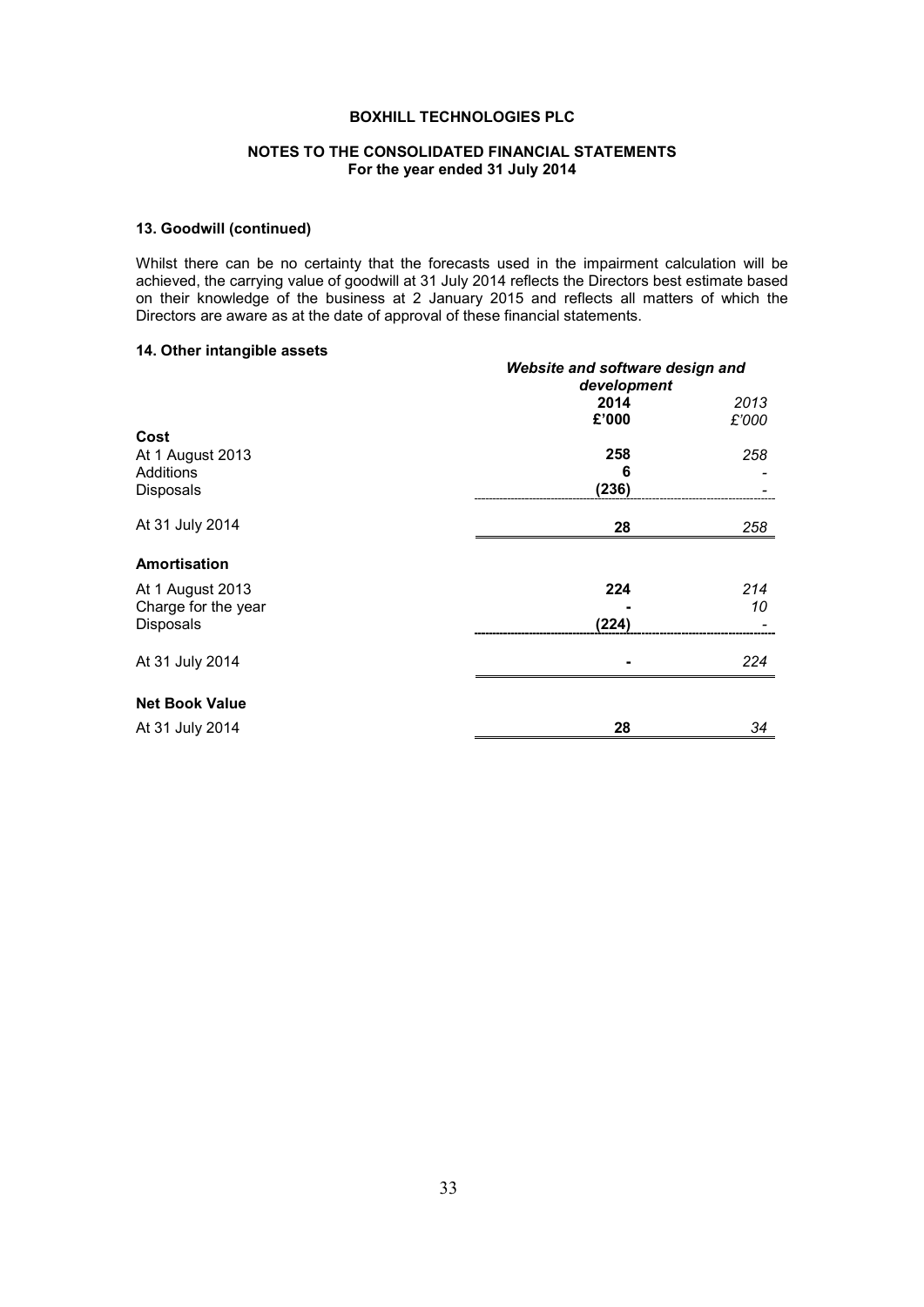### 13. Goodwill (continued)

Whilst there can be no certainty that the forecasts used in the impairment calculation will be achieved, the carrying value of goodwill at 31 July 2014 reflects the Directors best estimate based on their knowledge of the business at 2 January 2015 and reflects all matters of which the Directors are aware as at the date of approval of these financial statements.

### 14. Other intangible assets

| | *Website and software design and development* | |
|---|---|---|
| | **2014** | *2013* |
| | **£'000** | *£'000* |
| **Cost** | | |
| At 1 August 2013 | **258** | *258* |
| Additions | **6** | *-* |
| Disposals | **(236)** | *-* |
| At 31 July 2014 | **28** | *258* |
| **Amortisation** | | |
| At 1 August 2013 | **224** | *214* |
| Charge for the year | **-** | *10* |
| Disposals | **(224)** | *-* |
| At 31 July 2014 | **-** | *224* |
| **Net Book Value** | | |
| At 31 July 2014 | **28** | *34* |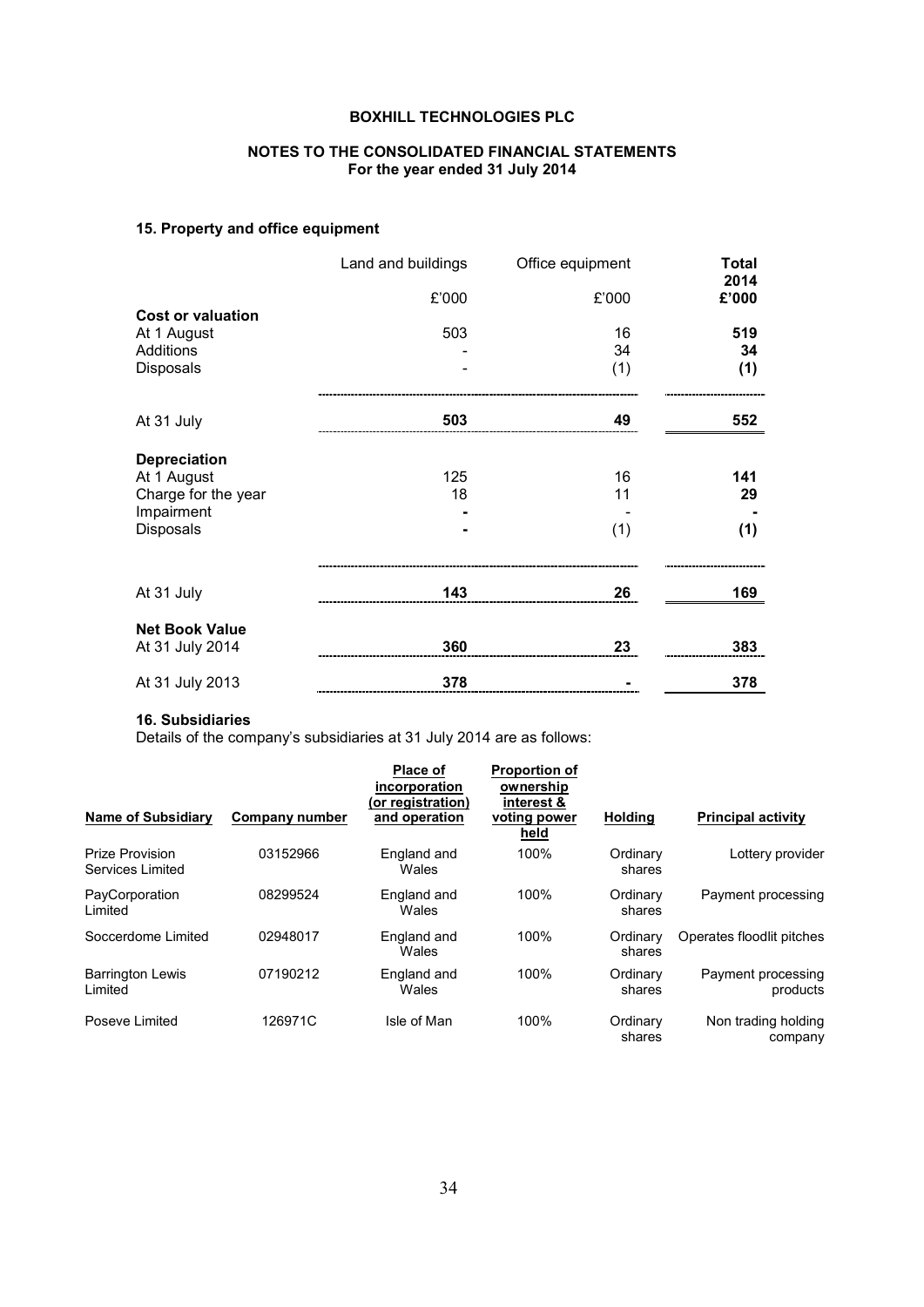# BOXHILL TECHNOLOGIES PLC

## NOTES TO THE CONSOLIDATED FINANCIAL STATEMENTS
### For the year ended 31 July 2014

### 15. Property and office equipment

| | Land and buildings | Office equipment | **Total 2014** |
|---|---|---|---|
| | £'000 | £'000 | **£'000** |
| **Cost or valuation** | | | |
| At 1 August | 503 | 16 | **519** |
| Additions | - | 34 | **34** |
| Disposals | - | (1) | **(1)** |
| At 31 July | **503** | **49** | **552** |
| **Depreciation** | | | |
| At 1 August | 125 | 16 | **141** |
| Charge for the year | 18 | 11 | **29** |
| Impairment | **-** | - | **-** |
| Disposals | **-** | (1) | **(1)** |
| At 31 July | **143** | **26** | **169** |
| **Net Book Value** | | | |
| At 31 July 2014 | **360** | **23** | **383** |
| At 31 July 2013 | **378** | **-** | **378** |

### 16. Subsidiaries

Details of the company's subsidiaries at 31 July 2014 are as follows:

| Name of Subsidiary | Company number | Place of incorporation (or registration) and operation | Proportion of ownership interest & voting power held | Holding | Principal activity |
|---|---|---|---|---|---|
| Prize Provision Services Limited | 03152966 | England and Wales | 100% | Ordinary shares | Lottery provider |
| PayCorporation Limited | 08299524 | England and Wales | 100% | Ordinary shares | Payment processing |
| Soccerdome Limited | 02948017 | England and Wales | 100% | Ordinary shares | Operates floodlit pitches |
| Barrington Lewis Limited | 07190212 | England and Wales | 100% | Ordinary shares | Payment processing products |
| Poseve Limited | 126971C | Isle of Man | 100% | Ordinary shares | Non trading holding company |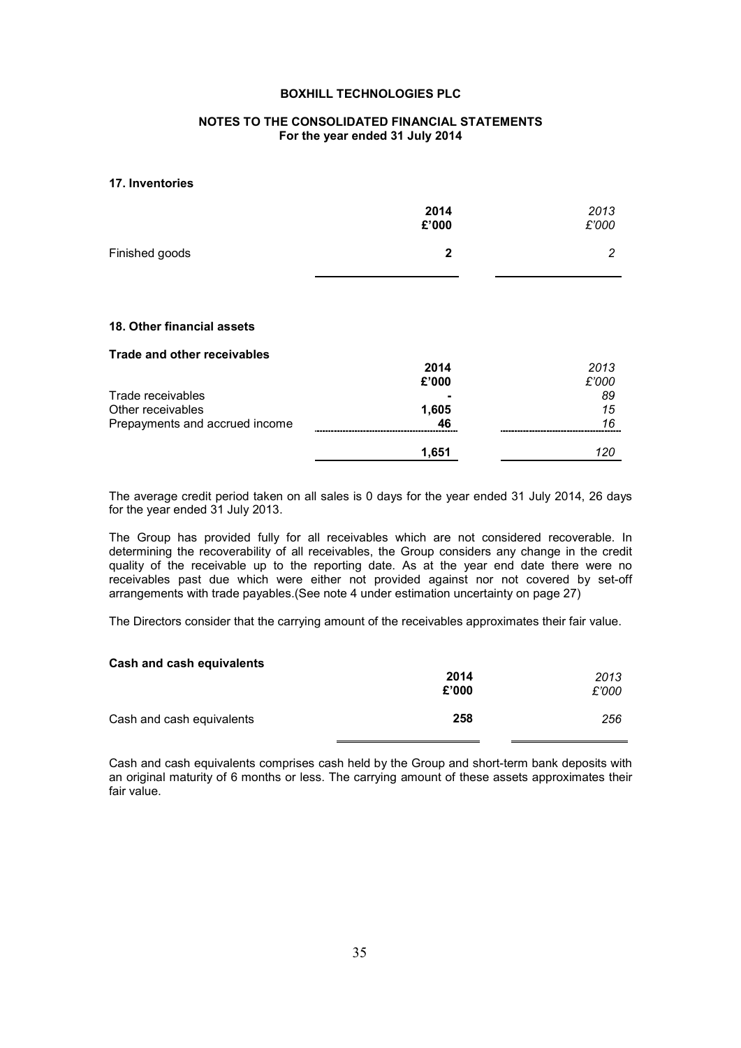## 17. Inventories

| | 2014 £'000 | 2013 £'000 |
|---|---|---|
| Finished goods | **2** | *2* |

## 18. Other financial assets

### Trade and other receivables

| | 2014 £'000 | 2013 £'000 |
|---|---|---|
| Trade receivables | **-** | *89* |
| Other receivables | **1,605** | *15* |
| Prepayments and accrued income | **46** | *16* |
| | **1,651** | *120* |

The average credit period taken on all sales is 0 days for the year ended 31 July 2014, 26 days for the year ended 31 July 2013.

The Group has provided fully for all receivables which are not considered recoverable. In determining the recoverability of all receivables, the Group considers any change in the credit quality of the receivable up to the reporting date. As at the year end date there were no receivables past due which were either not provided against nor not covered by set-off arrangements with trade payables.(See note 4 under estimation uncertainty on page 27)

The Directors consider that the carrying amount of the receivables approximates their fair value.

### Cash and cash equivalents

| | 2014 £'000 | 2013 £'000 |
|---|---|---|
| Cash and cash equivalents | **258** | *256* |

Cash and cash equivalents comprises cash held by the Group and short-term bank deposits with an original maturity of 6 months or less. The carrying amount of these assets approximates their fair value.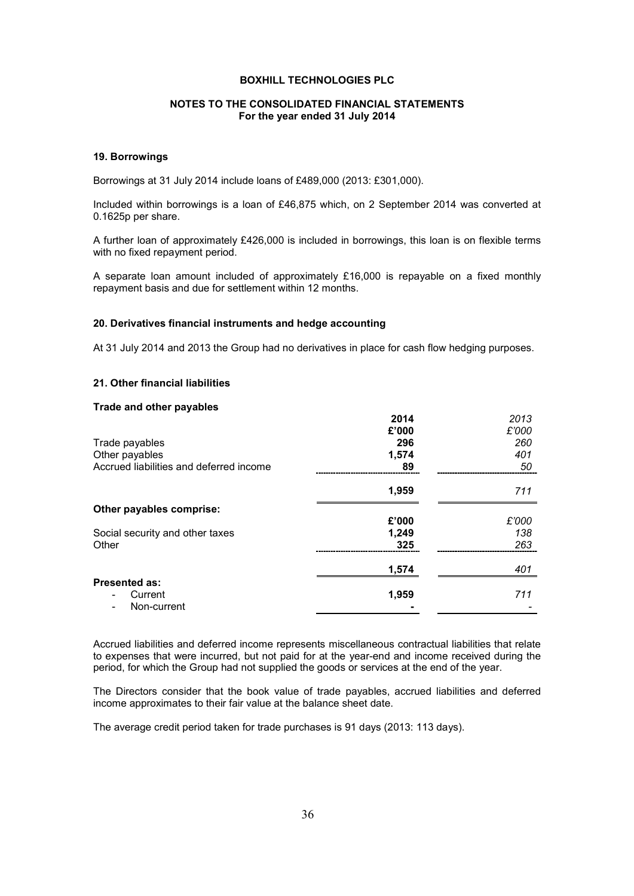**BOXHILL TECHNOLOGIES PLC**

**NOTES TO THE CONSOLIDATED FINANCIAL STATEMENTS**
**For the year ended 31 July 2014**

### 19. Borrowings

Borrowings at 31 July 2014 include loans of £489,000 (2013: £301,000).

Included within borrowings is a loan of £46,875 which, on 2 September 2014 was converted at 0.1625p per share.

A further loan of approximately £426,000 is included in borrowings, this loan is on flexible terms with no fixed repayment period.

A separate loan amount included of approximately £16,000 is repayable on a fixed monthly repayment basis and due for settlement within 12 months.

### 20. Derivatives financial instruments and hedge accounting

At 31 July 2014 and 2013 the Group had no derivatives in place for cash flow hedging purposes.

### 21. Other financial liabilities

**Trade and other payables**

| | **2014** | *2013* |
|---|---|---|
| | **£'000** | *£'000* |
| Trade payables | **296** | *260* |
| Other payables | **1,574** | *401* |
| Accrued liabilities and deferred income | **89** | *50* |
| | **1,959** | *711* |
| **Other payables comprise:** | | |
| | **£'000** | *£'000* |
| Social security and other taxes | **1,249** | *138* |
| Other | **325** | *263* |
| | **1,574** | *401* |
| **Presented as:** | | |
| - Current | **1,959** | *711* |
| - Non-current | **-** | *-* |

Accrued liabilities and deferred income represents miscellaneous contractual liabilities that relate to expenses that were incurred, but not paid for at the year-end and income received during the period, for which the Group had not supplied the goods or services at the end of the year.

The Directors consider that the book value of trade payables, accrued liabilities and deferred income approximates to their fair value at the balance sheet date.

The average credit period taken for trade purchases is 91 days (2013: 113 days).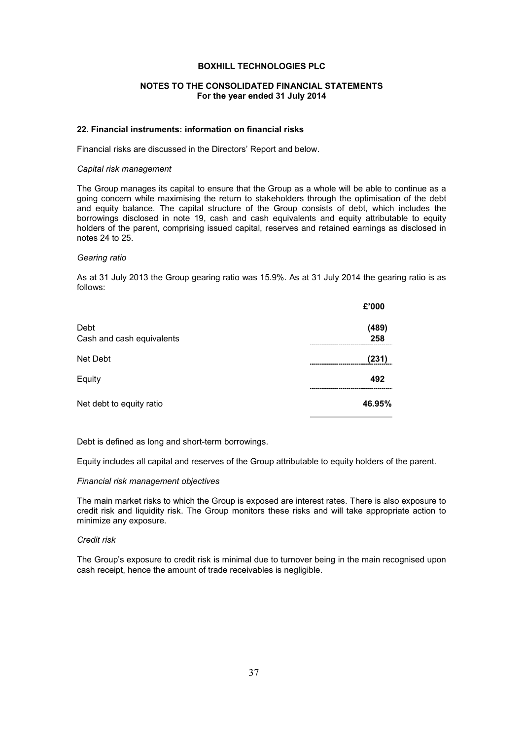**BOXHILL TECHNOLOGIES PLC**

**NOTES TO THE CONSOLIDATED FINANCIAL STATEMENTS**
**For the year ended 31 July 2014**

### 22. Financial instruments: information on financial risks

Financial risks are discussed in the Directors' Report and below.

*Capital risk management*

The Group manages its capital to ensure that the Group as a whole will be able to continue as a going concern while maximising the return to stakeholders through the optimisation of the debt and equity balance. The capital structure of the Group consists of debt, which includes the borrowings disclosed in note 19, cash and cash equivalents and equity attributable to equity holders of the parent, comprising issued capital, reserves and retained earnings as disclosed in notes 24 to 25.

*Gearing ratio*

As at 31 July 2013 the Group gearing ratio was 15.9%. As at 31 July 2014 the gearing ratio is as follows:

| | £'000 |
|---|---|
| Debt | (489) |
| Cash and cash equivalents | 258 |
| Net Debt | (231) |
| Equity | 492 |
| Net debt to equity ratio | 46.95% |

Debt is defined as long and short-term borrowings.

Equity includes all capital and reserves of the Group attributable to equity holders of the parent.

*Financial risk management objectives*

The main market risks to which the Group is exposed are interest rates. There is also exposure to credit risk and liquidity risk. The Group monitors these risks and will take appropriate action to minimize any exposure.

*Credit risk*

The Group's exposure to credit risk is minimal due to turnover being in the main recognised upon cash receipt, hence the amount of trade receivables is negligible.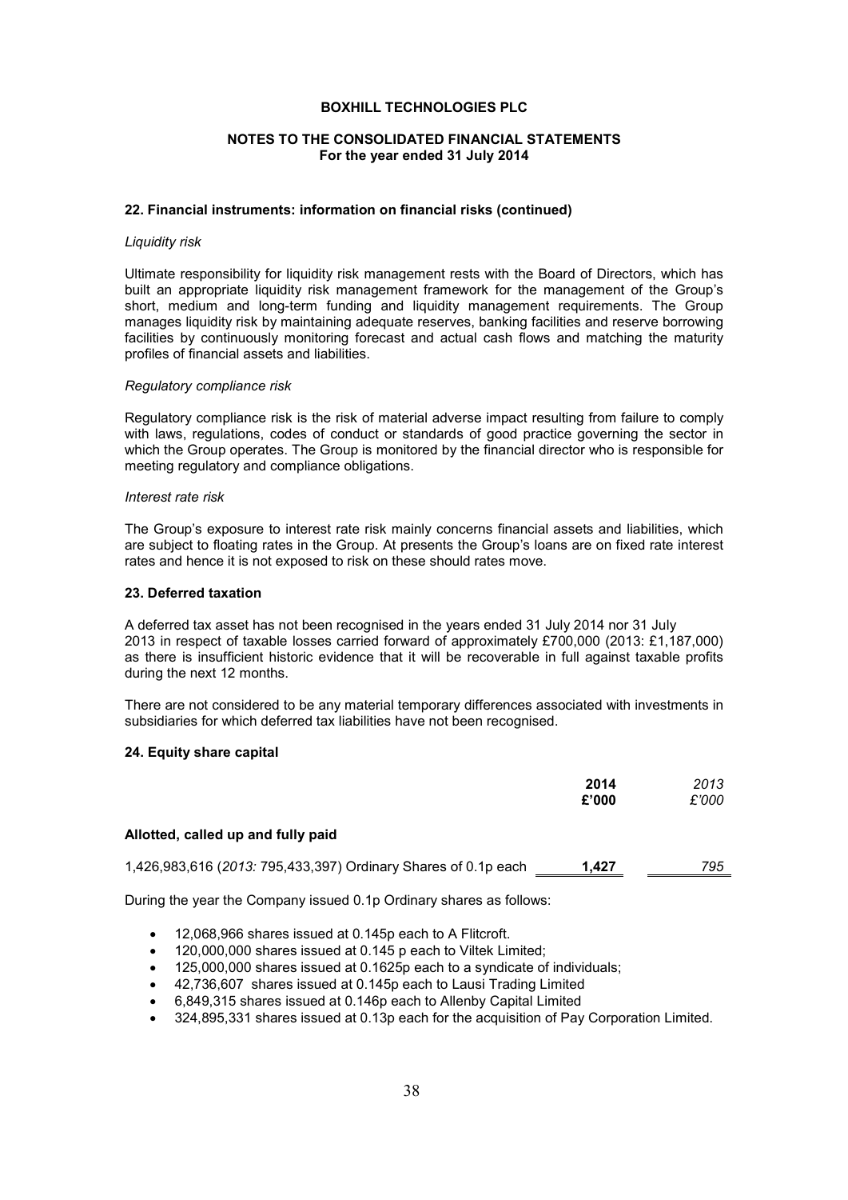## 22. Financial instruments: information on financial risks (continued)

*Liquidity risk*

Ultimate responsibility for liquidity risk management rests with the Board of Directors, which has built an appropriate liquidity risk management framework for the management of the Group's short, medium and long-term funding and liquidity management requirements. The Group manages liquidity risk by maintaining adequate reserves, banking facilities and reserve borrowing facilities by continuously monitoring forecast and actual cash flows and matching the maturity profiles of financial assets and liabilities.

*Regulatory compliance risk*

Regulatory compliance risk is the risk of material adverse impact resulting from failure to comply with laws, regulations, codes of conduct or standards of good practice governing the sector in which the Group operates. The Group is monitored by the financial director who is responsible for meeting regulatory and compliance obligations.

*Interest rate risk*

The Group's exposure to interest rate risk mainly concerns financial assets and liabilities, which are subject to floating rates in the Group. At presents the Group's loans are on fixed rate interest rates and hence it is not exposed to risk on these should rates move.

## 23. Deferred taxation

A deferred tax asset has not been recognised in the years ended 31 July 2014 nor 31 July 2013 in respect of taxable losses carried forward of approximately £700,000 (2013: £1,187,000) as there is insufficient historic evidence that it will be recoverable in full against taxable profits during the next 12 months.

There are not considered to be any material temporary differences associated with investments in subsidiaries for which deferred tax liabilities have not been recognised.

## 24. Equity share capital

| | **2014** **£'000** | *2013* *£'000* |
|---|---|---|
| **Allotted, called up and fully paid** | | |
| 1,426,983,616 (*2013:* 795,433,397) Ordinary Shares of 0.1p each | **1,427** | *795* |

During the year the Company issued 0.1p Ordinary shares as follows:

- 12,068,966 shares issued at 0.145p each to A Flitcroft.
- 120,000,000 shares issued at 0.145 p each to Viltek Limited;
- 125,000,000 shares issued at 0.1625p each to a syndicate of individuals;
- 42,736,607 shares issued at 0.145p each to Lausi Trading Limited
- 6,849,315 shares issued at 0.146p each to Allenby Capital Limited
- 324,895,331 shares issued at 0.13p each for the acquisition of Pay Corporation Limited.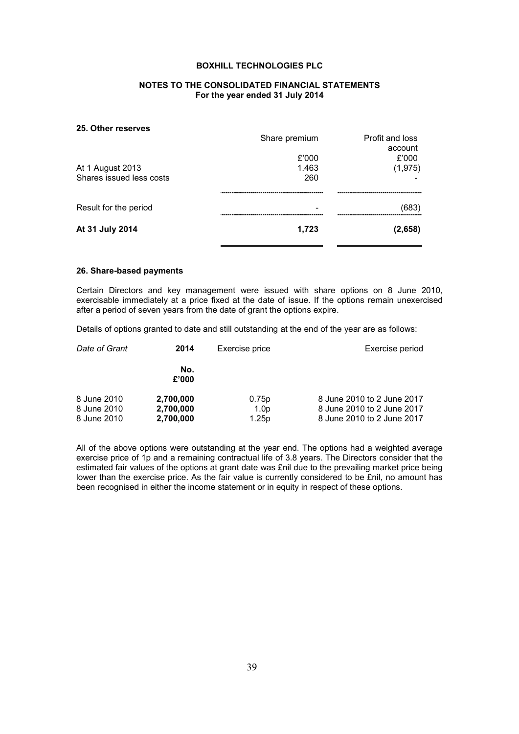**BOXHILL TECHNOLOGIES PLC**

**NOTES TO THE CONSOLIDATED FINANCIAL STATEMENTS**
**For the year ended 31 July 2014**

## 25. Other reserves

| | Share premium | Profit and loss account |
|---|---|---|
| | £'000 | £'000 |
| At 1 August 2013 | 1.463 | (1,975) |
| Shares issued less costs | 260 | - |
| Result for the period | - | (683) |
| **At 31 July 2014** | **1,723** | **(2,658)** |

## 26. Share-based payments

Certain Directors and key management were issued with share options on 8 June 2010, exercisable immediately at a price fixed at the date of issue. If the options remain unexercised after a period of seven years from the date of grant the options expire.

Details of options granted to date and still outstanding at the end of the year are as follows:

| *Date of Grant* | **2014** | Exercise price | Exercise period |
|---|---|---|---|
| | **No. £'000** | | |
| 8 June 2010 | **2,700,000** | 0.75p | 8 June 2010 to 2 June 2017 |
| 8 June 2010 | **2,700,000** | 1.0p | 8 June 2010 to 2 June 2017 |
| 8 June 2010 | **2,700,000** | 1.25p | 8 June 2010 to 2 June 2017 |

All of the above options were outstanding at the year end. The options had a weighted average exercise price of 1p and a remaining contractual life of 3.8 years. The Directors consider that the estimated fair values of the options at grant date was £nil due to the prevailing market price being lower than the exercise price. As the fair value is currently considered to be £nil, no amount has been recognised in either the income statement or in equity in respect of these options.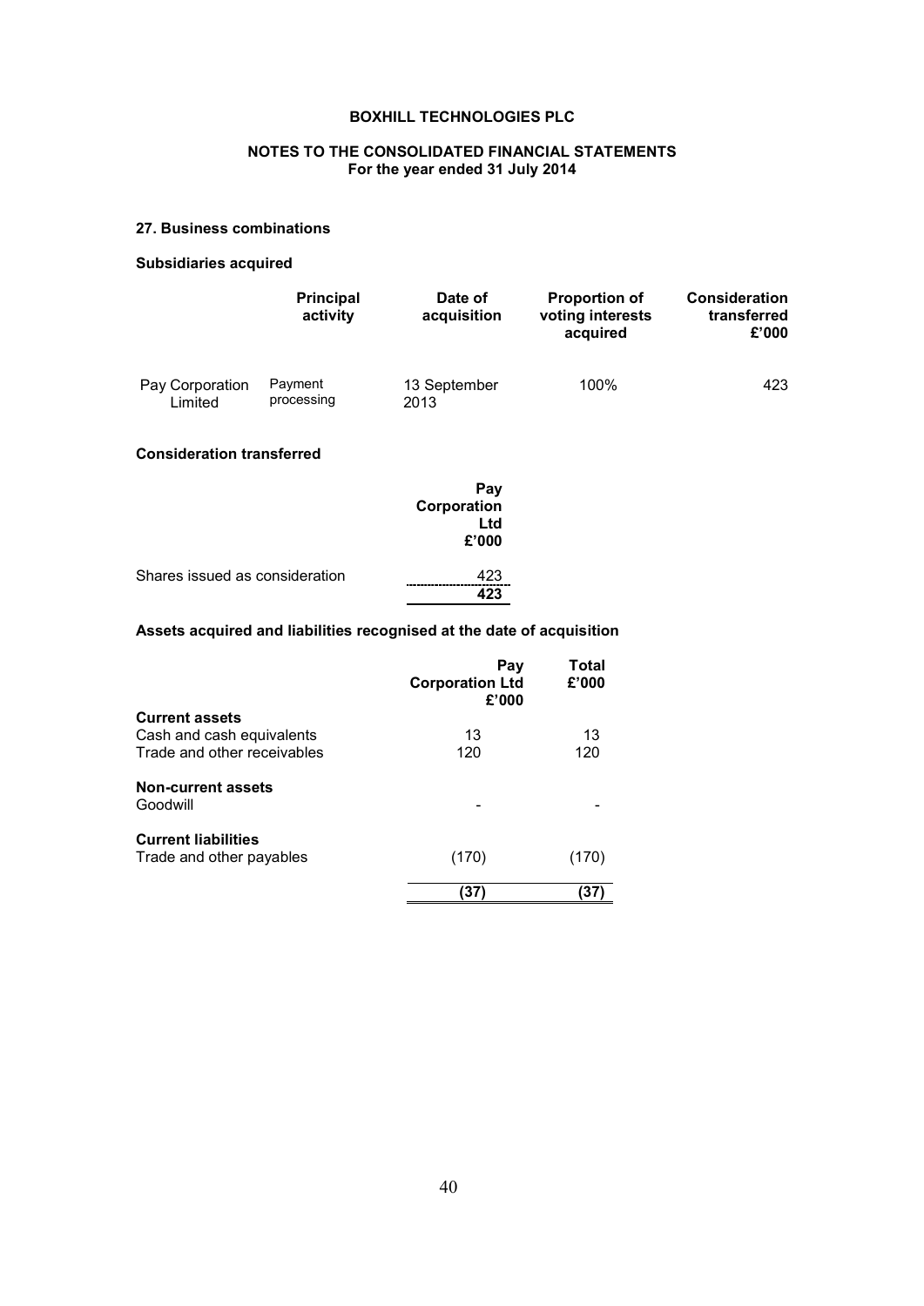**BOXHILL TECHNOLOGIES PLC**

**NOTES TO THE CONSOLIDATED FINANCIAL STATEMENTS**
**For the year ended 31 July 2014**

## 27. Business combinations

### Subsidiaries acquired

| | Principal activity | Date of acquisition | Proportion of voting interests acquired | Consideration transferred £'000 |
|---|---|---|---|---|
| Pay Corporation Limited | Payment processing | 13 September 2013 | 100% | 423 |

### Consideration transferred

| | Pay Corporation Ltd £'000 |
|---|---|
| Shares issued as consideration | 423 |
| | **423** |

### Assets acquired and liabilities recognised at the date of acquisition

| | Pay Corporation Ltd £'000 | Total £'000 |
|---|---|---|
| **Current assets** | | |
| Cash and cash equivalents | 13 | 13 |
| Trade and other receivables | 120 | 120 |
| **Non-current assets** | | |
| Goodwill | - | - |
| **Current liabilities** | | |
| Trade and other payables | (170) | (170) |
| | **(37)** | **(37)** |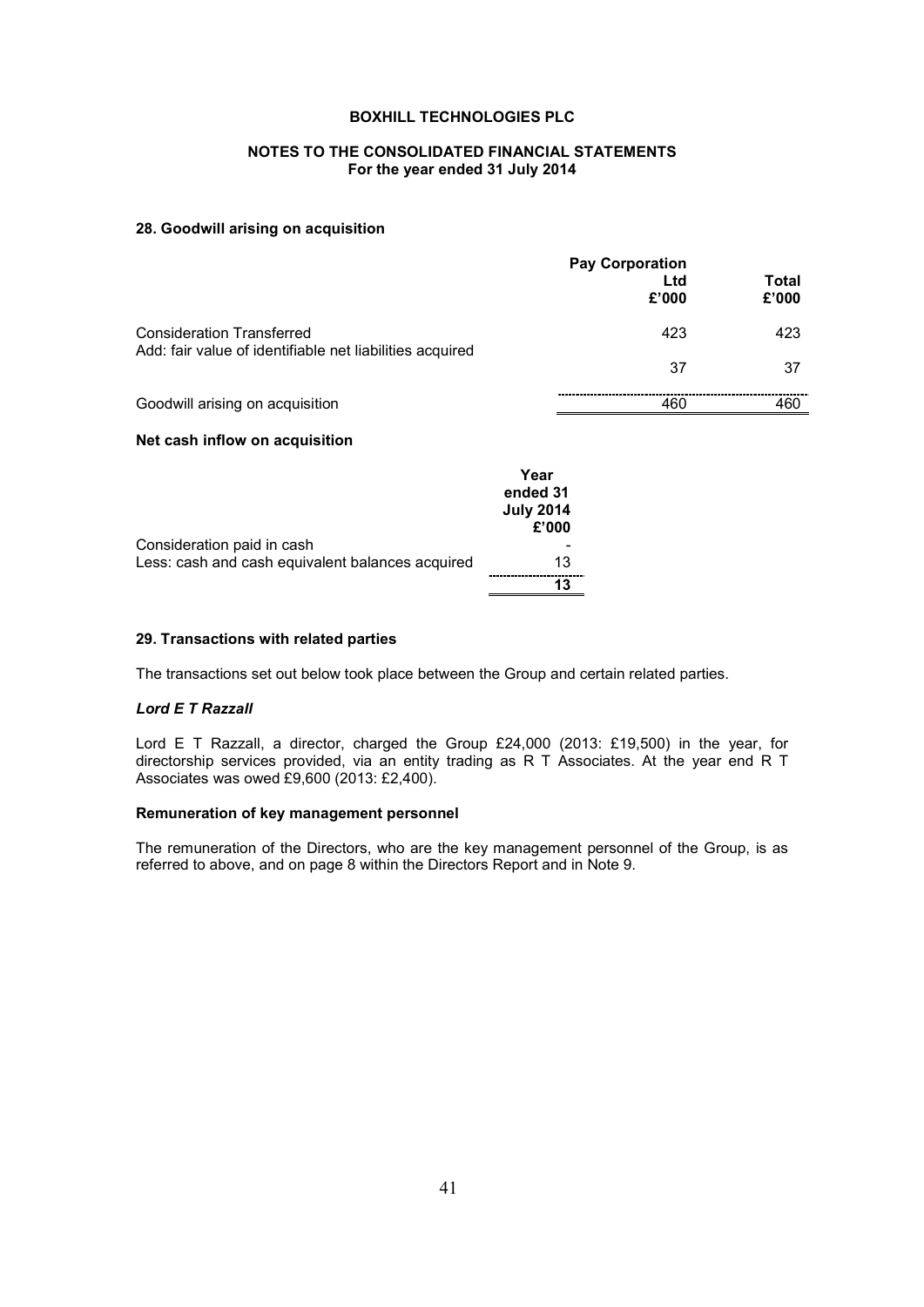**BOXHILL TECHNOLOGIES PLC**

**NOTES TO THE CONSOLIDATED FINANCIAL STATEMENTS**
**For the year ended 31 July 2014**

### 28. Goodwill arising on acquisition

| | Pay Corporation Ltd £'000 | Total £'000 |
|---|---|---|
| Consideration Transferred | 423 | 423 |
| Add: fair value of identifiable net liabilities acquired | 37 | 37 |
| Goodwill arising on acquisition | 460 | 460 |

### Net cash inflow on acquisition

| | Year ended 31 July 2014 £'000 |
|---|---|
| Consideration paid in cash | - |
| Less: cash and cash equivalent balances acquired | 13 |
| | **13** |

### 29. Transactions with related parties

The transactions set out below took place between the Group and certain related parties.

***Lord E T Razzall***

Lord E T Razzall, a director, charged the Group £24,000 (2013: £19,500) in the year, for directorship services provided, via an entity trading as R T Associates. At the year end R T Associates was owed £9,600 (2013: £2,400).

**Remuneration of key management personnel**

The remuneration of the Directors, who are the key management personnel of the Group, is as referred to above, and on page 8 within the Directors Report and in Note 9.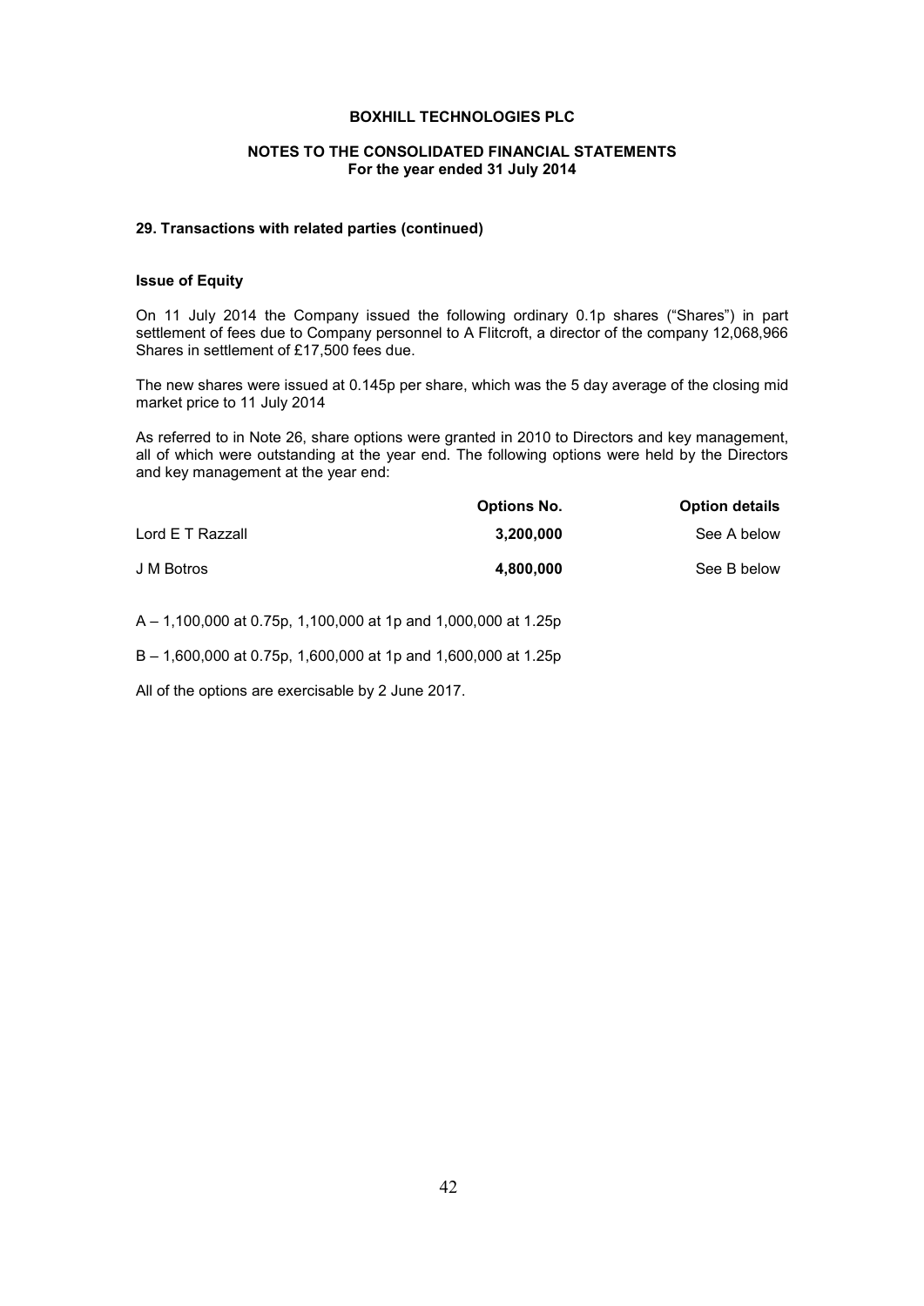**BOXHILL TECHNOLOGIES PLC**

**NOTES TO THE CONSOLIDATED FINANCIAL STATEMENTS**
**For the year ended 31 July 2014**

### 29. Transactions with related parties (continued)

**Issue of Equity**

On 11 July 2014 the Company issued the following ordinary 0.1p shares ("Shares") in part settlement of fees due to Company personnel to A Flitcroft, a director of the company 12,068,966 Shares in settlement of £17,500 fees due.

The new shares were issued at 0.145p per share, which was the 5 day average of the closing mid market price to 11 July 2014

As referred to in Note 26, share options were granted in 2010 to Directors and key management, all of which were outstanding at the year end. The following options were held by the Directors and key management at the year end:

| | Options No. | Option details |
|---|---|---|
| Lord E T Razzall | **3,200,000** | See A below |
| J M Botros | **4,800,000** | See B below |

A – 1,100,000 at 0.75p, 1,100,000 at 1p and 1,000,000 at 1.25p

B – 1,600,000 at 0.75p, 1,600,000 at 1p and 1,600,000 at 1.25p

All of the options are exercisable by 2 June 2017.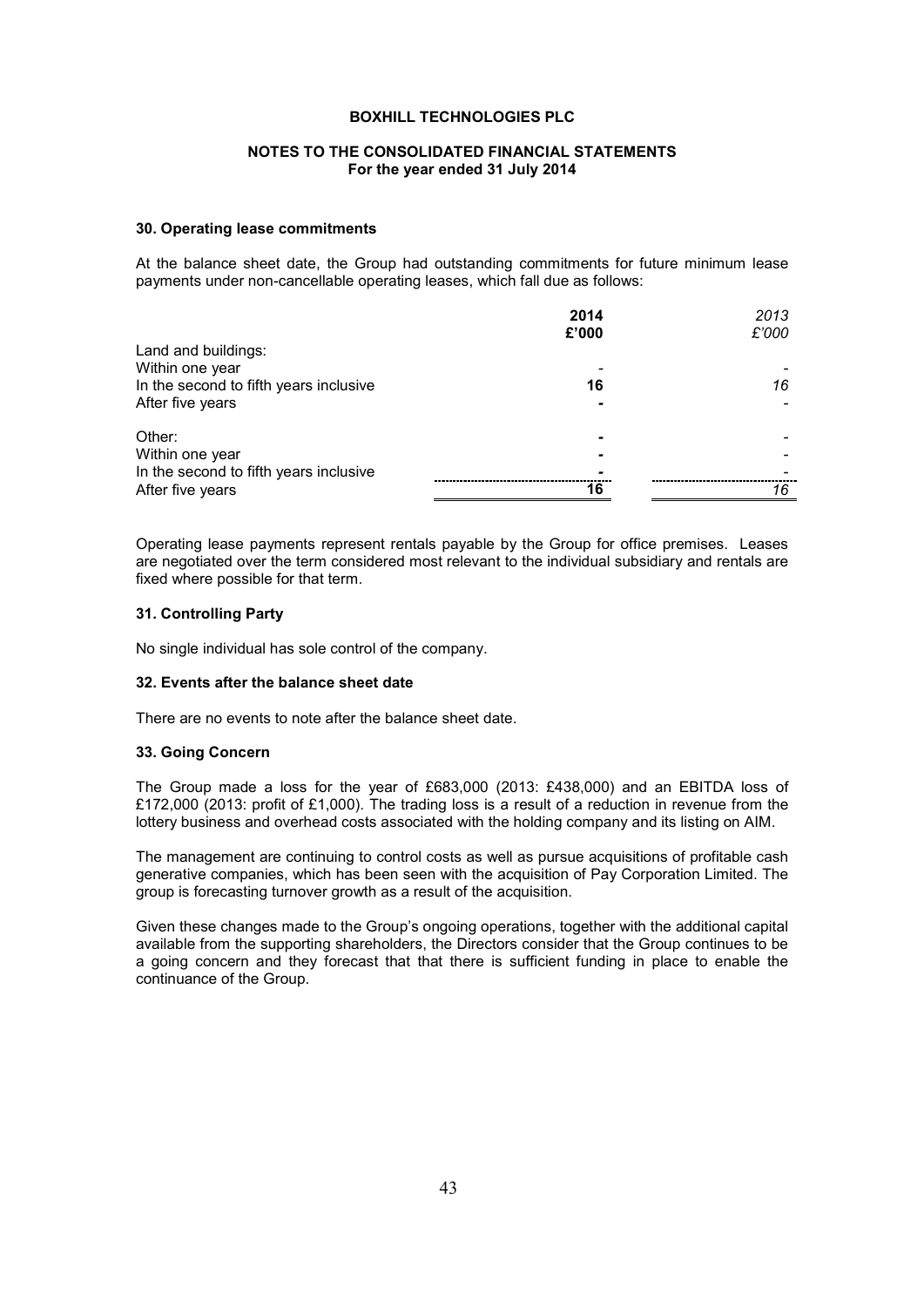**BOXHILL TECHNOLOGIES PLC**

**NOTES TO THE CONSOLIDATED FINANCIAL STATEMENTS**
**For the year ended 31 July 2014**

### 30. Operating lease commitments

At the balance sheet date, the Group had outstanding commitments for future minimum lease payments under non-cancellable operating leases, which fall due as follows:

| | **2014 £'000** | *2013 £'000* |
|---|---|---|
| Land and buildings: | | |
| Within one year | - | - |
| In the second to fifth years inclusive | **16** | *16* |
| After five years | - | - |
| | | |
| Other: | - | - |
| Within one year | - | - |
| In the second to fifth years inclusive | - | - |
| After five years | **16** | *16* |

Operating lease payments represent rentals payable by the Group for office premises. Leases are negotiated over the term considered most relevant to the individual subsidiary and rentals are fixed where possible for that term.

### 31. Controlling Party

No single individual has sole control of the company.

### 32. Events after the balance sheet date

There are no events to note after the balance sheet date.

### 33. Going Concern

The Group made a loss for the year of £683,000 (2013: £438,000) and an EBITDA loss of £172,000 (2013: profit of £1,000). The trading loss is a result of a reduction in revenue from the lottery business and overhead costs associated with the holding company and its listing on AIM.

The management are continuing to control costs as well as pursue acquisitions of profitable cash generative companies, which has been seen with the acquisition of Pay Corporation Limited. The group is forecasting turnover growth as a result of the acquisition.

Given these changes made to the Group's ongoing operations, together with the additional capital available from the supporting shareholders, the Directors consider that the Group continues to be a going concern and they forecast that that there is sufficient funding in place to enable the continuance of the Group.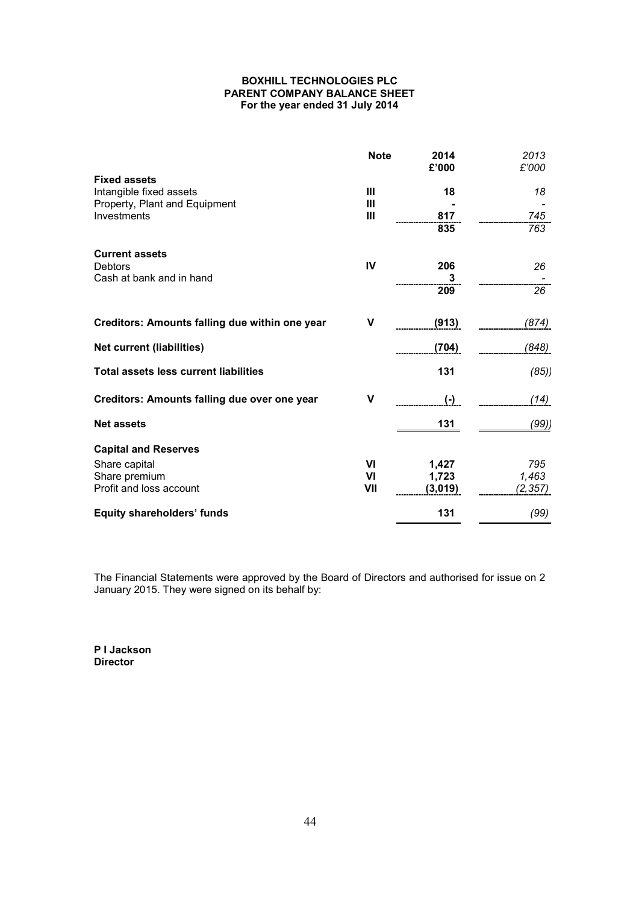**BOXHILL TECHNOLOGIES PLC**
**PARENT COMPANY BALANCE SHEET**
**For the year ended 31 July 2014**

| | Note | 2014 £'000 | *2013 £'000* |
|---|---|---|---|
| **Fixed assets** | | | |
| Intangible fixed assets | III | **18** | *18* |
| Property, Plant and Equipment | III | **-** | *-* |
| Investments | III | **817** | *745* |
| | | **835** | *763* |
| **Current assets** | | | |
| Debtors | IV | **206** | *26* |
| Cash at bank and in hand | | **3** | *-* |
| | | **209** | *26* |
| **Creditors: Amounts falling due within one year** | V | **(913)** | *(874)* |
| **Net current (liabilities)** | | **(704)** | *(848)* |
| **Total assets less current liabilities** | | **131** | *(85))* |
| **Creditors: Amounts falling due over one year** | V | **(-)** | *(14)* |
| **Net assets** | | **131** | *(99))* |
| **Capital and Reserves** | | | |
| Share capital | VI | **1,427** | *795* |
| Share premium | VI | **1,723** | *1,463* |
| Profit and loss account | VII | **(3,019)** | *(2,357)* |
| **Equity shareholders' funds** | | **131** | *(99)* |

The Financial Statements were approved by the Board of Directors and authorised for issue on 2 January 2015. They were signed on its behalf by:

**P I Jackson**
**Director**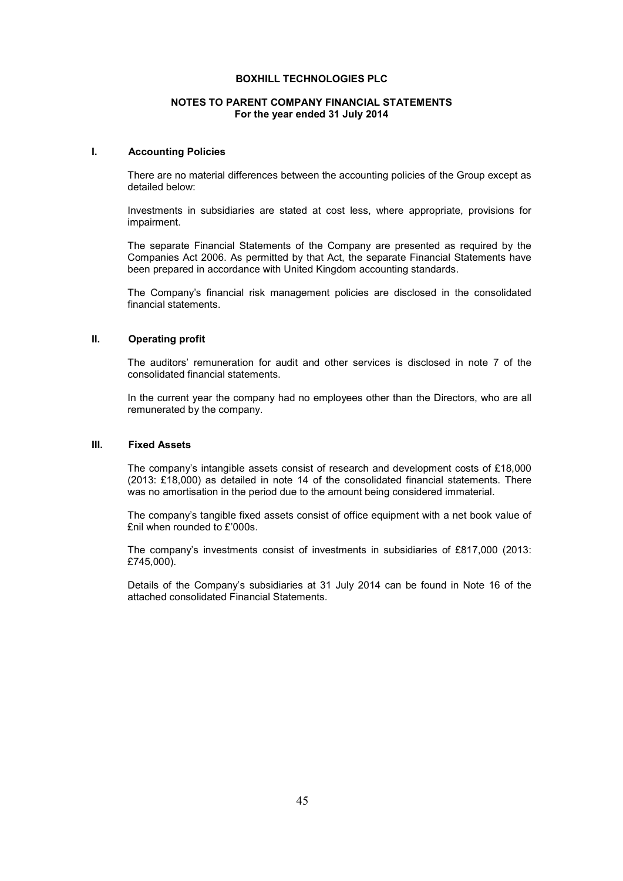**BOXHILL TECHNOLOGIES PLC**

**NOTES TO PARENT COMPANY FINANCIAL STATEMENTS**
**For the year ended 31 July 2014**

## I. Accounting Policies

There are no material differences between the accounting policies of the Group except as detailed below:

Investments in subsidiaries are stated at cost less, where appropriate, provisions for impairment.

The separate Financial Statements of the Company are presented as required by the Companies Act 2006. As permitted by that Act, the separate Financial Statements have been prepared in accordance with United Kingdom accounting standards.

The Company's financial risk management policies are disclosed in the consolidated financial statements.

## II. Operating profit

The auditors' remuneration for audit and other services is disclosed in note 7 of the consolidated financial statements.

In the current year the company had no employees other than the Directors, who are all remunerated by the company.

## III. Fixed Assets

The company's intangible assets consist of research and development costs of £18,000 (2013: £18,000) as detailed in note 14 of the consolidated financial statements. There was no amortisation in the period due to the amount being considered immaterial.

The company's tangible fixed assets consist of office equipment with a net book value of £nil when rounded to £'000s.

The company's investments consist of investments in subsidiaries of £817,000 (2013: £745,000).

Details of the Company's subsidiaries at 31 July 2014 can be found in Note 16 of the attached consolidated Financial Statements.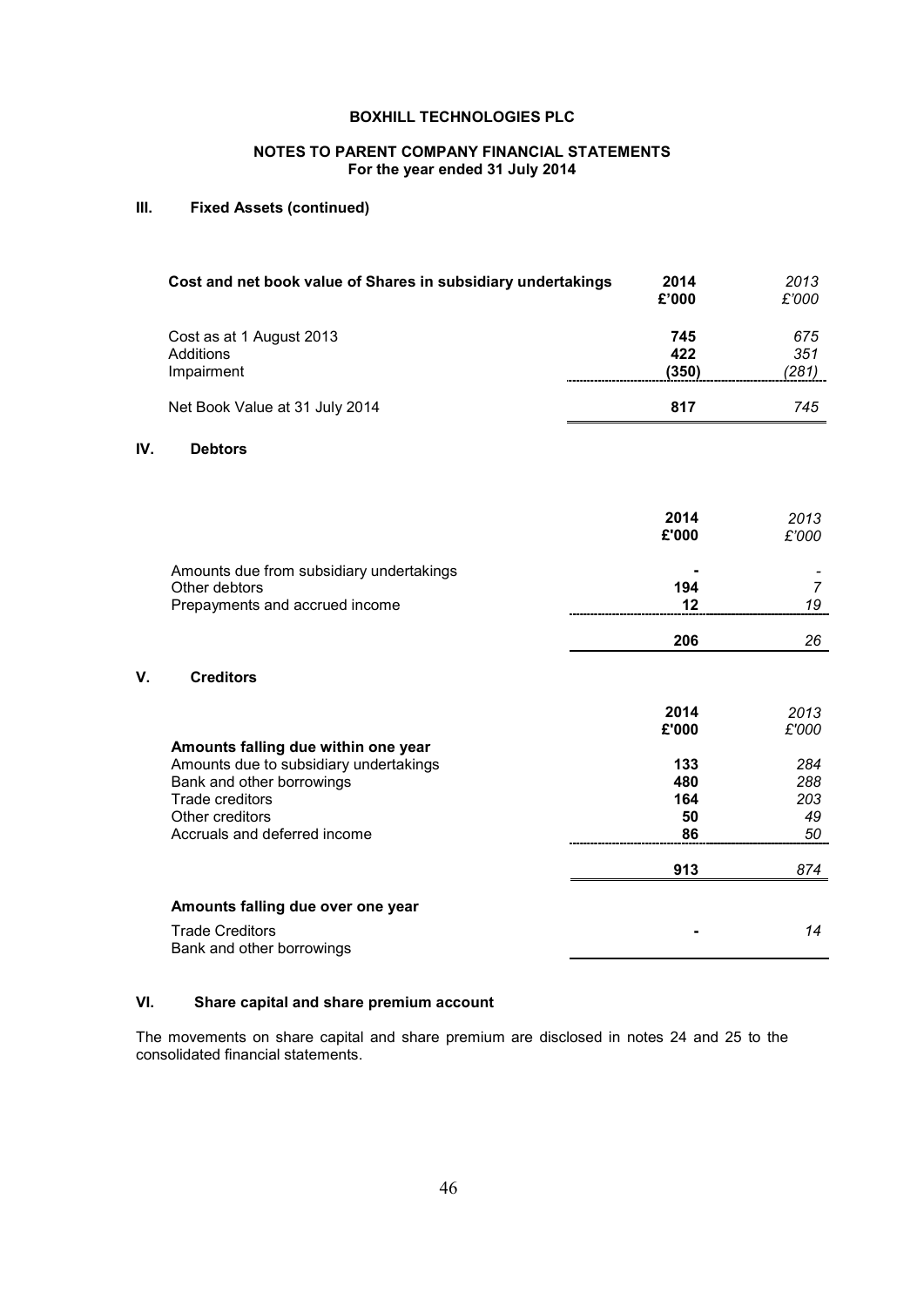**BOXHILL TECHNOLOGIES PLC**

**NOTES TO PARENT COMPANY FINANCIAL STATEMENTS**
**For the year ended 31 July 2014**

## III. Fixed Assets (continued)

| **Cost and net book value of Shares in subsidiary undertakings** | **2014 £'000** | *2013 £'000* |
|---|---|---|
| Cost as at 1 August 2013 | **745** | *675* |
| Additions | **422** | *351* |
| Impairment | **(350)** | *(281)* |
| Net Book Value at 31 July 2014 | **817** | *745* |

## IV. Debtors

| | **2014 £'000** | *2013 £'000* |
|---|---|---|
| Amounts due from subsidiary undertakings | **-** | *-* |
| Other debtors | **194** | *7* |
| Prepayments and accrued income | **12** | *19* |
| | **206** | *26* |

## V. Creditors

| | **2014 £'000** | *2013 £'000* |
|---|---|---|
| **Amounts falling due within one year** | | |
| Amounts due to subsidiary undertakings | **133** | *284* |
| Bank and other borrowings | **480** | *288* |
| Trade creditors | **164** | *203* |
| Other creditors | **50** | *49* |
| Accruals and deferred income | **86** | *50* |
| | **913** | *874* |
| **Amounts falling due over one year** | | |
| Trade Creditors | **-** | *14* |
| Bank and other borrowings | | |

## VI. Share capital and share premium account

The movements on share capital and share premium are disclosed in notes 24 and 25 to the consolidated financial statements.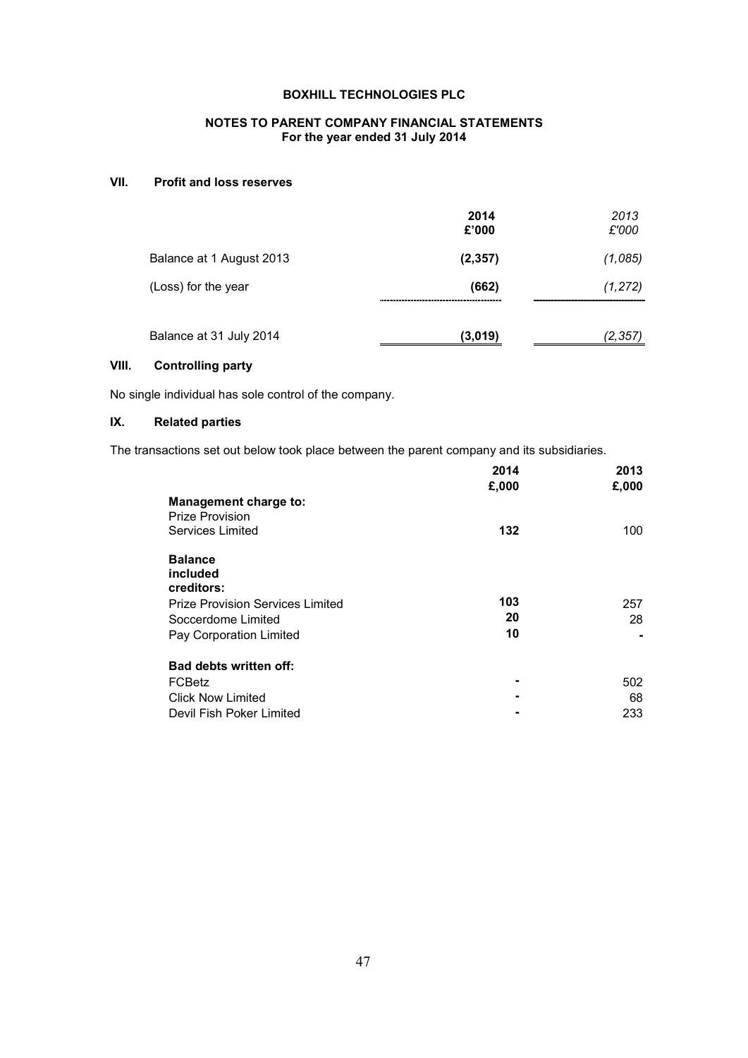**BOXHILL TECHNOLOGIES PLC**

**NOTES TO PARENT COMPANY FINANCIAL STATEMENTS**
**For the year ended 31 July 2014**

## VII. Profit and loss reserves

| | 2014 £'000 | *2013 £'000* |
|---|---|---|
| Balance at 1 August 2013 | **(2,357)** | *(1,085)* |
| (Loss) for the year | **(662)** | *(1,272)* |
| Balance at 31 July 2014 | **(3,019)** | *(2,357)* |

## VIII. Controlling party

No single individual has sole control of the company.

## IX. Related parties

The transactions set out below took place between the parent company and its subsidiaries.

| | 2014 £,000 | 2013 £,000 |
|---|---|---|
| **Management charge to:** | | |
| Prize Provision Services Limited | **132** | 100 |
| **Balance included creditors:** | | |
| Prize Provision Services Limited | **103** | 257 |
| Soccerdome Limited | **20** | 28 |
| Pay Corporation Limited | **10** | - |
| **Bad debts written off:** | | |
| FCBetz | - | 502 |
| Click Now Limited | - | 68 |
| Devil Fish Poker Limited | - | 233 |